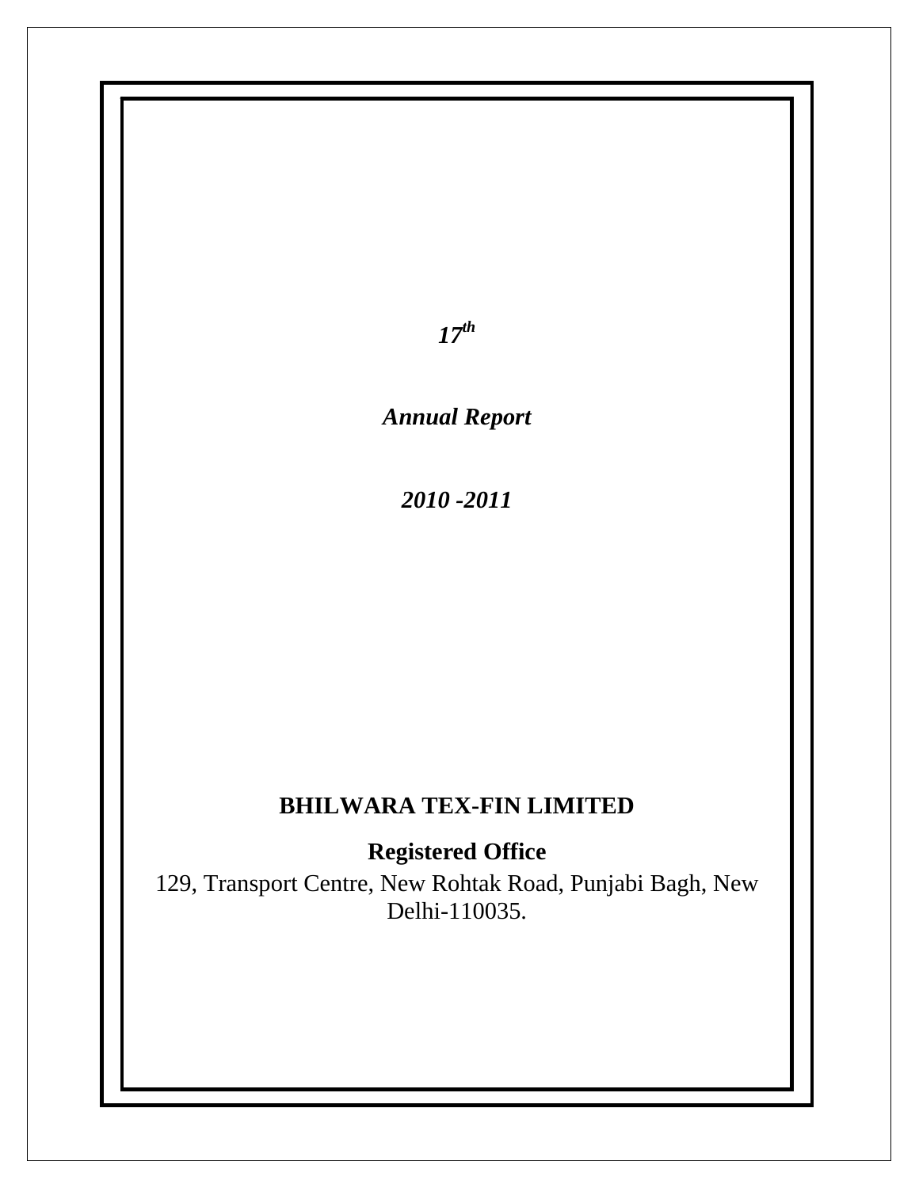***17th***

***Annual Report***

***2010 -2011***

# BHILWARA TEX-FIN LIMITED

## Registered Office

129, Transport Centre, New Rohtak Road, Punjabi Bagh, New Delhi-110035.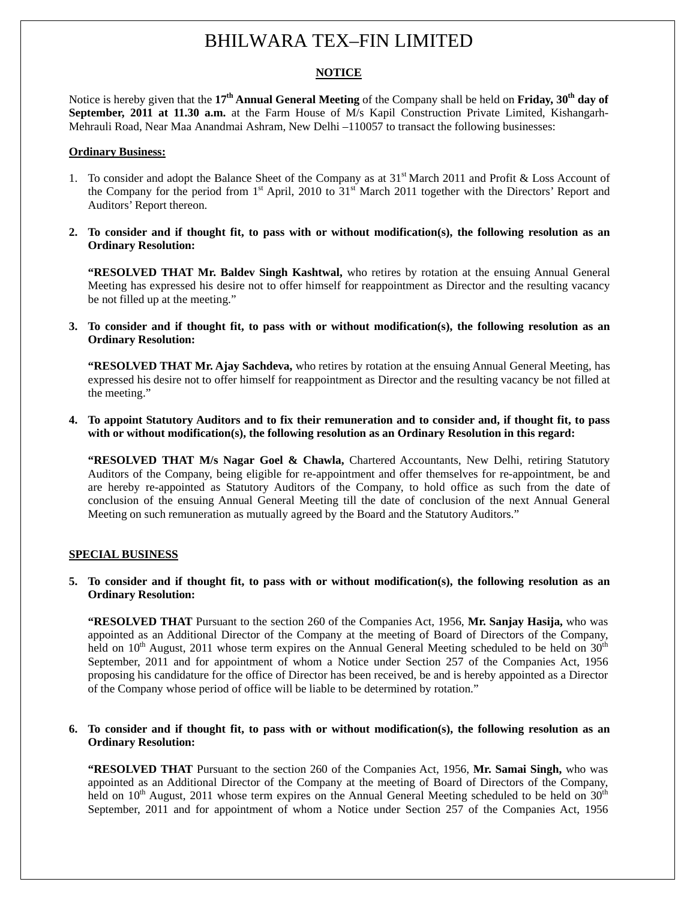# BHILWARA TEX–FIN LIMITED

## NOTICE

Notice is hereby given that the **17th Annual General Meeting** of the Company shall be held on **Friday, 30th day of September, 2011 at 11.30 a.m.** at the Farm House of M/s Kapil Construction Private Limited, Kishangarh-Mehrauli Road, Near Maa Anandmai Ashram, New Delhi –110057 to transact the following businesses:

### Ordinary Business:

1. To consider and adopt the Balance Sheet of the Company as at 31st March 2011 and Profit & Loss Account of the Company for the period from 1st April, 2010 to 31st March 2011 together with the Directors' Report and Auditors' Report thereon.

2. **To consider and if thought fit, to pass with or without modification(s), the following resolution as an Ordinary Resolution:**

   **"RESOLVED THAT Mr. Baldev Singh Kashtwal,** who retires by rotation at the ensuing Annual General Meeting has expressed his desire not to offer himself for reappointment as Director and the resulting vacancy be not filled up at the meeting."

3. **To consider and if thought fit, to pass with or without modification(s), the following resolution as an Ordinary Resolution:**

   **"RESOLVED THAT Mr. Ajay Sachdeva,** who retires by rotation at the ensuing Annual General Meeting, has expressed his desire not to offer himself for reappointment as Director and the resulting vacancy be not filled at the meeting."

4. **To appoint Statutory Auditors and to fix their remuneration and to consider and, if thought fit, to pass with or without modification(s), the following resolution as an Ordinary Resolution in this regard:**

   **"RESOLVED THAT M/s Nagar Goel & Chawla,** Chartered Accountants, New Delhi, retiring Statutory Auditors of the Company, being eligible for re-appointment and offer themselves for re-appointment, be and are hereby re-appointed as Statutory Auditors of the Company, to hold office as such from the date of conclusion of the ensuing Annual General Meeting till the date of conclusion of the next Annual General Meeting on such remuneration as mutually agreed by the Board and the Statutory Auditors."

### SPECIAL BUSINESS

5. **To consider and if thought fit, to pass with or without modification(s), the following resolution as an Ordinary Resolution:**

   **"RESOLVED THAT** Pursuant to the section 260 of the Companies Act, 1956, **Mr. Sanjay Hasija,** who was appointed as an Additional Director of the Company at the meeting of Board of Directors of the Company, held on 10th August, 2011 whose term expires on the Annual General Meeting scheduled to be held on 30th September, 2011 and for appointment of whom a Notice under Section 257 of the Companies Act, 1956 proposing his candidature for the office of Director has been received, be and is hereby appointed as a Director of the Company whose period of office will be liable to be determined by rotation."

6. **To consider and if thought fit, to pass with or without modification(s), the following resolution as an Ordinary Resolution:**

   **"RESOLVED THAT** Pursuant to the section 260 of the Companies Act, 1956, **Mr. Samai Singh,** who was appointed as an Additional Director of the Company at the meeting of Board of Directors of the Company, held on 10th August, 2011 whose term expires on the Annual General Meeting scheduled to be held on 30th September, 2011 and for appointment of whom a Notice under Section 257 of the Companies Act, 1956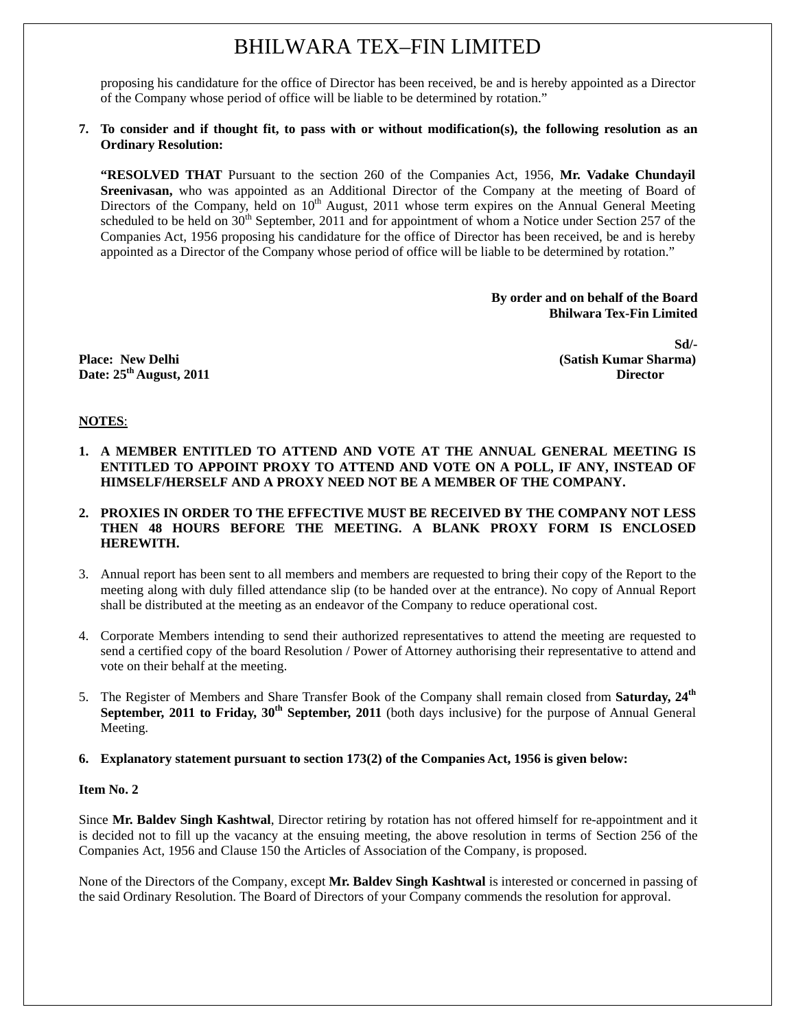proposing his candidature for the office of Director has been received, be and is hereby appointed as a Director of the Company whose period of office will be liable to be determined by rotation."

**7. To consider and if thought fit, to pass with or without modification(s), the following resolution as an Ordinary Resolution:**

**"RESOLVED THAT** Pursuant to the section 260 of the Companies Act, 1956, **Mr. Vadake Chundayil Sreenivasan,** who was appointed as an Additional Director of the Company at the meeting of Board of Directors of the Company, held on 10th August, 2011 whose term expires on the Annual General Meeting scheduled to be held on 30th September, 2011 and for appointment of whom a Notice under Section 257 of the Companies Act, 1956 proposing his candidature for the office of Director has been received, be and is hereby appointed as a Director of the Company whose period of office will be liable to be determined by rotation."

**By order and on behalf of the Board**
**Bhilwara Tex-Fin Limited**

**Sd/-**
**(Satish Kumar Sharma)**
**Director**

**Place: New Delhi**
**Date: 25th August, 2011**

**NOTES**:

1. **A MEMBER ENTITLED TO ATTEND AND VOTE AT THE ANNUAL GENERAL MEETING IS ENTITLED TO APPOINT PROXY TO ATTEND AND VOTE ON A POLL, IF ANY, INSTEAD OF HIMSELF/HERSELF AND A PROXY NEED NOT BE A MEMBER OF THE COMPANY.**

2. **PROXIES IN ORDER TO THE EFFECTIVE MUST BE RECEIVED BY THE COMPANY NOT LESS THEN 48 HOURS BEFORE THE MEETING. A BLANK PROXY FORM IS ENCLOSED HEREWITH.**

3. Annual report has been sent to all members and members are requested to bring their copy of the Report to the meeting along with duly filled attendance slip (to be handed over at the entrance). No copy of Annual Report shall be distributed at the meeting as an endeavor of the Company to reduce operational cost.

4. Corporate Members intending to send their authorized representatives to attend the meeting are requested to send a certified copy of the board Resolution / Power of Attorney authorising their representative to attend and vote on their behalf at the meeting.

5. The Register of Members and Share Transfer Book of the Company shall remain closed from **Saturday, 24th September, 2011 to Friday, 30th September, 2011** (both days inclusive) for the purpose of Annual General Meeting.

6. **Explanatory statement pursuant to section 173(2) of the Companies Act, 1956 is given below:**

**Item No. 2**

Since **Mr. Baldev Singh Kashtwal**, Director retiring by rotation has not offered himself for re-appointment and it is decided not to fill up the vacancy at the ensuing meeting, the above resolution in terms of Section 256 of the Companies Act, 1956 and Clause 150 the Articles of Association of the Company, is proposed.

None of the Directors of the Company, except **Mr. Baldev Singh Kashtwal** is interested or concerned in passing of the said Ordinary Resolution. The Board of Directors of your Company commends the resolution for approval.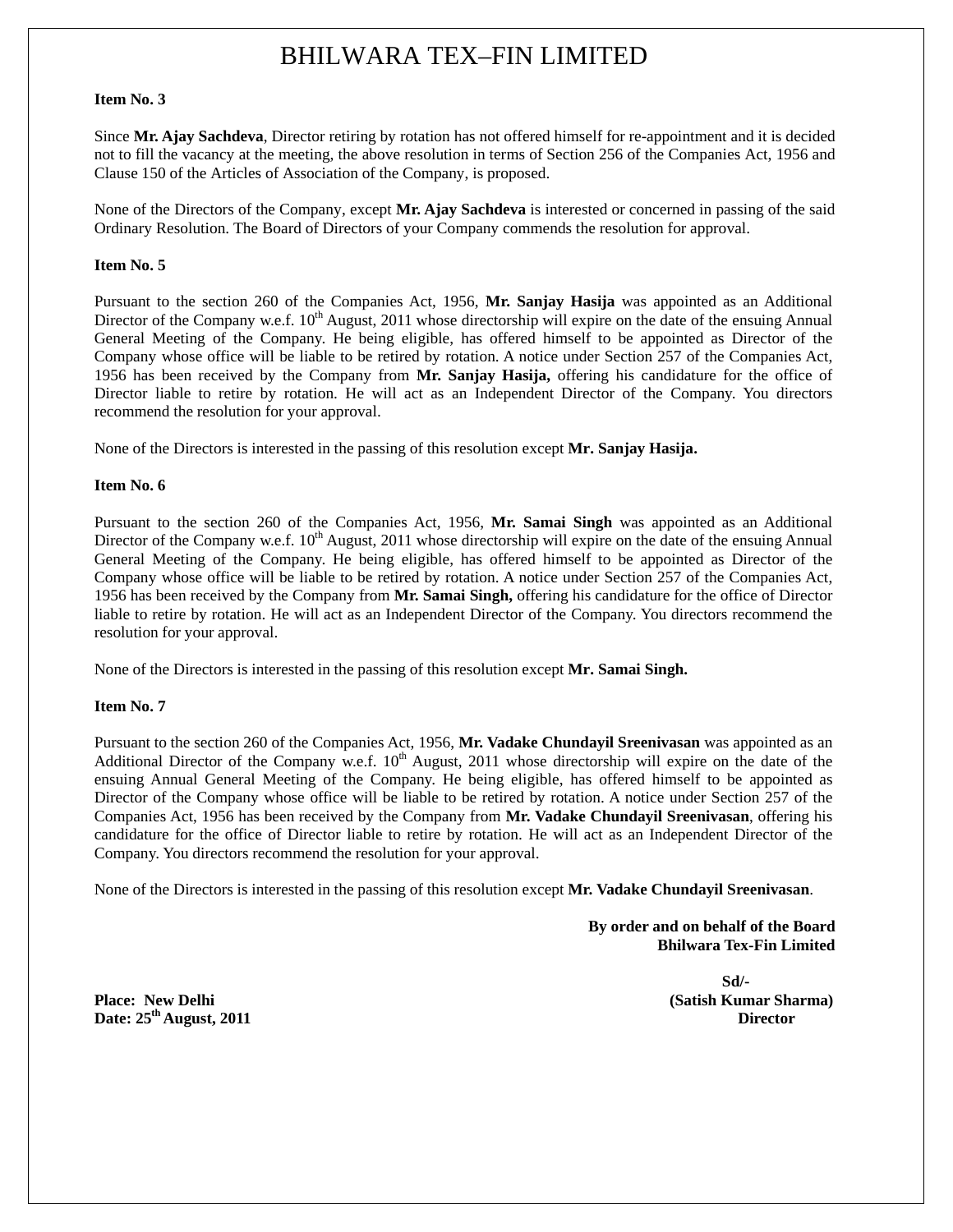# BHILWARA TEX–FIN LIMITED

**Item No. 3**

Since **Mr. Ajay Sachdeva**, Director retiring by rotation has not offered himself for re-appointment and it is decided not to fill the vacancy at the meeting, the above resolution in terms of Section 256 of the Companies Act, 1956 and Clause 150 of the Articles of Association of the Company, is proposed.

None of the Directors of the Company, except **Mr. Ajay Sachdeva** is interested or concerned in passing of the said Ordinary Resolution. The Board of Directors of your Company commends the resolution for approval.

**Item No. 5**

Pursuant to the section 260 of the Companies Act, 1956, **Mr. Sanjay Hasija** was appointed as an Additional Director of the Company w.e.f. 10th August, 2011 whose directorship will expire on the date of the ensuing Annual General Meeting of the Company. He being eligible, has offered himself to be appointed as Director of the Company whose office will be liable to be retired by rotation. A notice under Section 257 of the Companies Act, 1956 has been received by the Company from **Mr. Sanjay Hasija,** offering his candidature for the office of Director liable to retire by rotation. He will act as an Independent Director of the Company. You directors recommend the resolution for your approval.

None of the Directors is interested in the passing of this resolution except **Mr. Sanjay Hasija.**

**Item No. 6**

Pursuant to the section 260 of the Companies Act, 1956, **Mr. Samai Singh** was appointed as an Additional Director of the Company w.e.f. 10th August, 2011 whose directorship will expire on the date of the ensuing Annual General Meeting of the Company. He being eligible, has offered himself to be appointed as Director of the Company whose office will be liable to be retired by rotation. A notice under Section 257 of the Companies Act, 1956 has been received by the Company from **Mr. Samai Singh,** offering his candidature for the office of Director liable to retire by rotation. He will act as an Independent Director of the Company. You directors recommend the resolution for your approval.

None of the Directors is interested in the passing of this resolution except **Mr. Samai Singh.**

**Item No. 7**

Pursuant to the section 260 of the Companies Act, 1956, **Mr. Vadake Chundayil Sreenivasan** was appointed as an Additional Director of the Company w.e.f. 10th August, 2011 whose directorship will expire on the date of the ensuing Annual General Meeting of the Company. He being eligible, has offered himself to be appointed as Director of the Company whose office will be liable to be retired by rotation. A notice under Section 257 of the Companies Act, 1956 has been received by the Company from **Mr. Vadake Chundayil Sreenivasan**, offering his candidature for the office of Director liable to retire by rotation. He will act as an Independent Director of the Company. You directors recommend the resolution for your approval.

None of the Directors is interested in the passing of this resolution except **Mr. Vadake Chundayil Sreenivasan**.

**By order and on behalf of the Board**
**Bhilwara Tex-Fin Limited**

**Sd/-**
**(Satish Kumar Sharma)**
**Director**

**Place: New Delhi**
**Date: 25th August, 2011**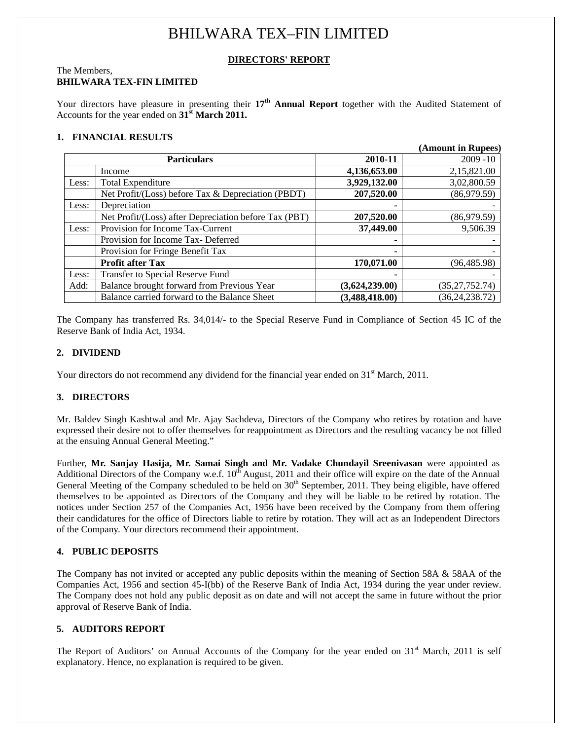# BHILWARA TEX–FIN LIMITED

## DIRECTORS' REPORT

The Members,
**BHILWARA TEX-FIN LIMITED**

Your directors have pleasure in presenting their **17th Annual Report** together with the Audited Statement of Accounts for the year ended on **31st March 2011.**

### 1. FINANCIAL RESULTS

**(Amount in Rupees)**

| | Particulars | 2010-11 | 2009 -10 |
|---|---|---|---|
| | Income | **4,136,653.00** | 2,15,821.00 |
| Less: | Total Expenditure | **3,929,132.00** | 3,02,800.59 |
| | Net Profit/(Loss) before Tax & Depreciation (PBDT) | **207,520.00** | (86,979.59) |
| Less: | Depreciation | **-** | - |
| | Net Profit/(Loss) after Depreciation before Tax (PBT) | **207,520.00** | (86,979.59) |
| Less: | Provision for Income Tax-Current | **37,449.00** | 9,506.39 |
| | Provision for Income Tax- Deferred | **-** | - |
| | Provision for Fringe Benefit Tax | **-** | - |
| | **Profit after Tax** | **170,071.00** | (96,485.98) |
| Less: | Transfer to Special Reserve Fund | **-** | - |
| Add: | Balance brought forward from Previous Year | **(3,624,239.00)** | (35,27,752.74) |
| | Balance carried forward to the Balance Sheet | **(3,488,418.00)** | (36,24,238.72) |

The Company has transferred Rs. 34,014/- to the Special Reserve Fund in Compliance of Section 45 IC of the Reserve Bank of India Act, 1934.

### 2. DIVIDEND

Your directors do not recommend any dividend for the financial year ended on 31st March, 2011.

### 3. DIRECTORS

Mr. Baldev Singh Kashtwal and Mr. Ajay Sachdeva, Directors of the Company who retires by rotation and have expressed their desire not to offer themselves for reappointment as Directors and the resulting vacancy be not filled at the ensuing Annual General Meeting."

Further, **Mr. Sanjay Hasija, Mr. Samai Singh and Mr. Vadake Chundayil Sreenivasan** were appointed as Additional Directors of the Company w.e.f. 10th August, 2011 and their office will expire on the date of the Annual General Meeting of the Company scheduled to be held on 30th September, 2011. They being eligible, have offered themselves to be appointed as Directors of the Company and they will be liable to be retired by rotation. The notices under Section 257 of the Companies Act, 1956 have been received by the Company from them offering their candidatures for the office of Directors liable to retire by rotation. They will act as an Independent Directors of the Company. Your directors recommend their appointment.

### 4. PUBLIC DEPOSITS

The Company has not invited or accepted any public deposits within the meaning of Section 58A & 58AA of the Companies Act, 1956 and section 45-I(bb) of the Reserve Bank of India Act, 1934 during the year under review. The Company does not hold any public deposit as on date and will not accept the same in future without the prior approval of Reserve Bank of India.

### 5. AUDITORS REPORT

The Report of Auditors' on Annual Accounts of the Company for the year ended on 31st March, 2011 is self explanatory. Hence, no explanation is required to be given.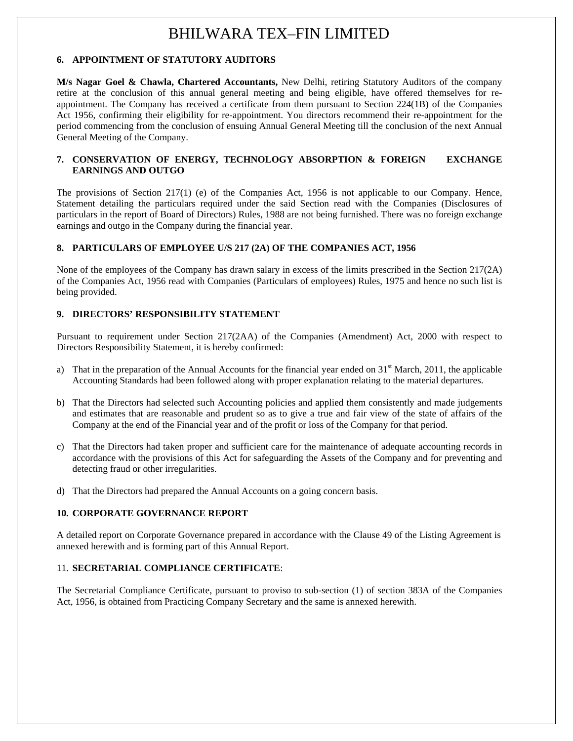### 6. APPOINTMENT OF STATUTORY AUDITORS

**M/s Nagar Goel & Chawla, Chartered Accountants,** New Delhi, retiring Statutory Auditors of the company retire at the conclusion of this annual general meeting and being eligible, have offered themselves for re-appointment. The Company has received a certificate from them pursuant to Section 224(1B) of the Companies Act 1956, confirming their eligibility for re-appointment. You directors recommend their re-appointment for the period commencing from the conclusion of ensuing Annual General Meeting till the conclusion of the next Annual General Meeting of the Company.

### 7. CONSERVATION OF ENERGY, TECHNOLOGY ABSORPTION & FOREIGN EXCHANGE EARNINGS AND OUTGO

The provisions of Section 217(1) (e) of the Companies Act, 1956 is not applicable to our Company. Hence, Statement detailing the particulars required under the said Section read with the Companies (Disclosures of particulars in the report of Board of Directors) Rules, 1988 are not being furnished. There was no foreign exchange earnings and outgo in the Company during the financial year.

### 8. PARTICULARS OF EMPLOYEE U/S 217 (2A) OF THE COMPANIES ACT, 1956

None of the employees of the Company has drawn salary in excess of the limits prescribed in the Section 217(2A) of the Companies Act, 1956 read with Companies (Particulars of employees) Rules, 1975 and hence no such list is being provided.

### 9. DIRECTORS' RESPONSIBILITY STATEMENT

Pursuant to requirement under Section 217(2AA) of the Companies (Amendment) Act, 2000 with respect to Directors Responsibility Statement, it is hereby confirmed:

a) That in the preparation of the Annual Accounts for the financial year ended on 31st March, 2011, the applicable Accounting Standards had been followed along with proper explanation relating to the material departures.

b) That the Directors had selected such Accounting policies and applied them consistently and made judgements and estimates that are reasonable and prudent so as to give a true and fair view of the state of affairs of the Company at the end of the Financial year and of the profit or loss of the Company for that period.

c) That the Directors had taken proper and sufficient care for the maintenance of adequate accounting records in accordance with the provisions of this Act for safeguarding the Assets of the Company and for preventing and detecting fraud or other irregularities.

d) That the Directors had prepared the Annual Accounts on a going concern basis.

### 10. CORPORATE GOVERNANCE REPORT

A detailed report on Corporate Governance prepared in accordance with the Clause 49 of the Listing Agreement is annexed herewith and is forming part of this Annual Report.

### 11. SECRETARIAL COMPLIANCE CERTIFICATE:

The Secretarial Compliance Certificate, pursuant to proviso to sub-section (1) of section 383A of the Companies Act, 1956, is obtained from Practicing Company Secretary and the same is annexed herewith.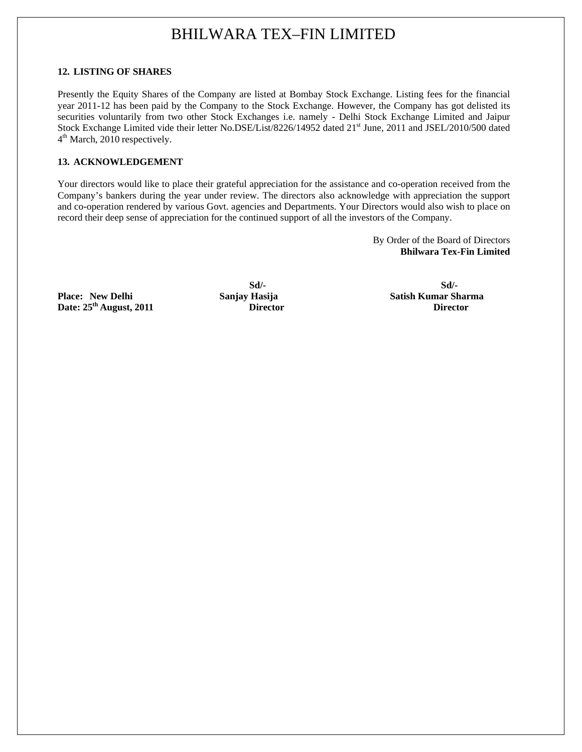**12. LISTING OF SHARES**

Presently the Equity Shares of the Company are listed at Bombay Stock Exchange. Listing fees for the financial year 2011-12 has been paid by the Company to the Stock Exchange. However, the Company has got delisted its securities voluntarily from two other Stock Exchanges i.e. namely - Delhi Stock Exchange Limited and Jaipur Stock Exchange Limited vide their letter No.DSE/List/8226/14952 dated 21st June, 2011 and JSEL/2010/500 dated 4th March, 2010 respectively.

**13. ACKNOWLEDGEMENT**

Your directors would like to place their grateful appreciation for the assistance and co-operation received from the Company's bankers during the year under review. The directors also acknowledge with appreciation the support and co-operation rendered by various Govt. agencies and Departments. Your Directors would also wish to place on record their deep sense of appreciation for the continued support of all the investors of the Company.

By Order of the Board of Directors
**Bhilwara Tex-Fin Limited**

| | | |
|---|---|---|
| | **Sd/-** | **Sd/-** |
| **Place: New Delhi** | **Sanjay Hasija** | **Satish Kumar Sharma** |
| **Date: 25th August, 2011** | **Director** | **Director** |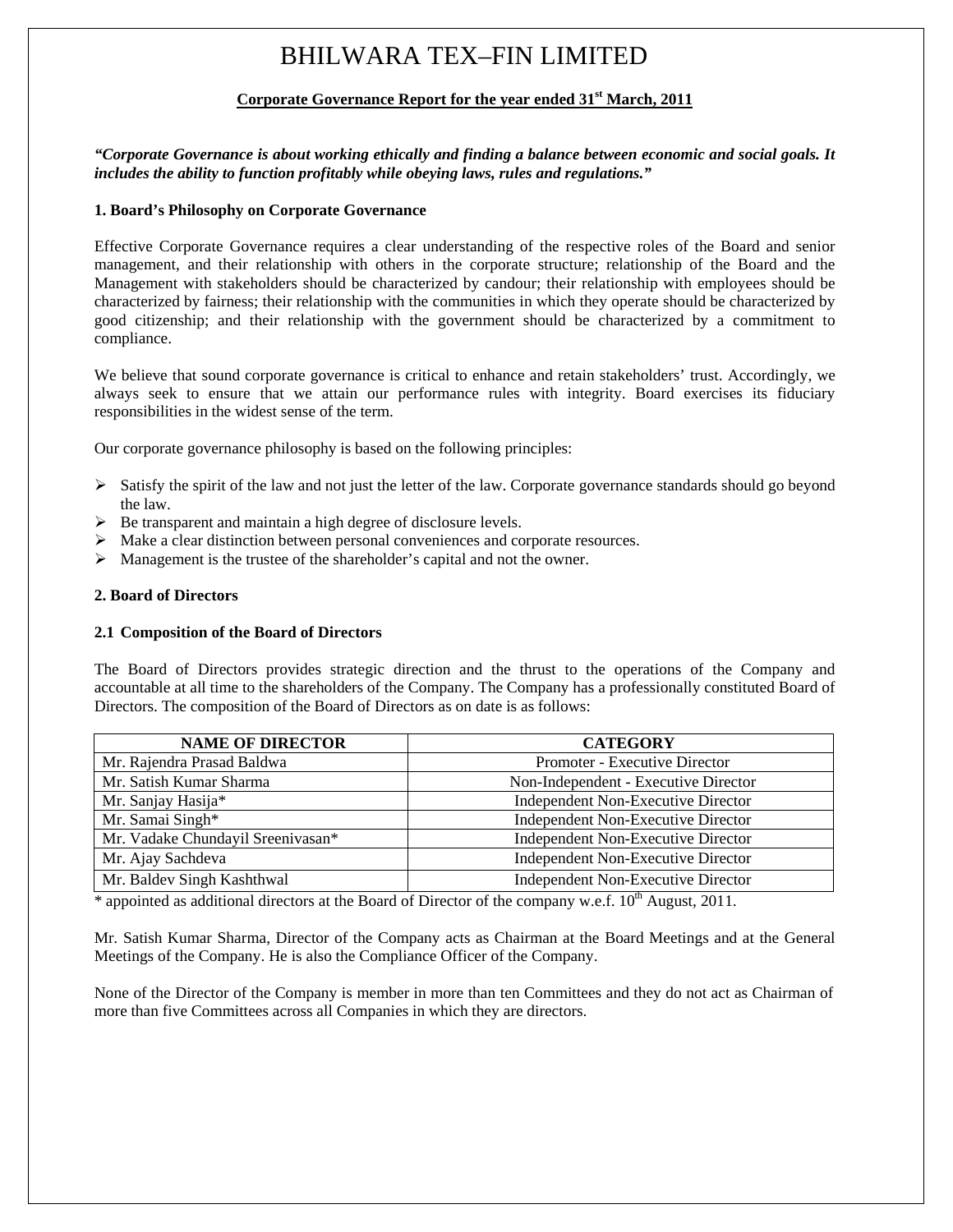# BHILWARA TEX–FIN LIMITED

## Corporate Governance Report for the year ended 31st March, 2011

***"Corporate Governance is about working ethically and finding a balance between economic and social goals. It includes the ability to function profitably while obeying laws, rules and regulations."***

### 1. Board's Philosophy on Corporate Governance

Effective Corporate Governance requires a clear understanding of the respective roles of the Board and senior management, and their relationship with others in the corporate structure; relationship of the Board and the Management with stakeholders should be characterized by candour; their relationship with employees should be characterized by fairness; their relationship with the communities in which they operate should be characterized by good citizenship; and their relationship with the government should be characterized by a commitment to compliance.

We believe that sound corporate governance is critical to enhance and retain stakeholders' trust. Accordingly, we always seek to ensure that we attain our performance rules with integrity. Board exercises its fiduciary responsibilities in the widest sense of the term.

Our corporate governance philosophy is based on the following principles:

- Satisfy the spirit of the law and not just the letter of the law. Corporate governance standards should go beyond the law.
- Be transparent and maintain a high degree of disclosure levels.
- Make a clear distinction between personal conveniences and corporate resources.
- Management is the trustee of the shareholder's capital and not the owner.

### 2. Board of Directors

#### 2.1 Composition of the Board of Directors

The Board of Directors provides strategic direction and the thrust to the operations of the Company and accountable at all time to the shareholders of the Company. The Company has a professionally constituted Board of Directors. The composition of the Board of Directors as on date is as follows:

| NAME OF DIRECTOR | CATEGORY |
|---|---|
| Mr. Rajendra Prasad Baldwa | Promoter - Executive Director |
| Mr. Satish Kumar Sharma | Non-Independent - Executive Director |
| Mr. Sanjay Hasija* | Independent Non-Executive Director |
| Mr. Samai Singh* | Independent Non-Executive Director |
| Mr. Vadake Chundayil Sreenivasan* | Independent Non-Executive Director |
| Mr. Ajay Sachdeva | Independent Non-Executive Director |
| Mr. Baldev Singh Kashthwal | Independent Non-Executive Director |

\* appointed as additional directors at the Board of Director of the company w.e.f. 10th August, 2011.

Mr. Satish Kumar Sharma, Director of the Company acts as Chairman at the Board Meetings and at the General Meetings of the Company. He is also the Compliance Officer of the Company.

None of the Director of the Company is member in more than ten Committees and they do not act as Chairman of more than five Committees across all Companies in which they are directors.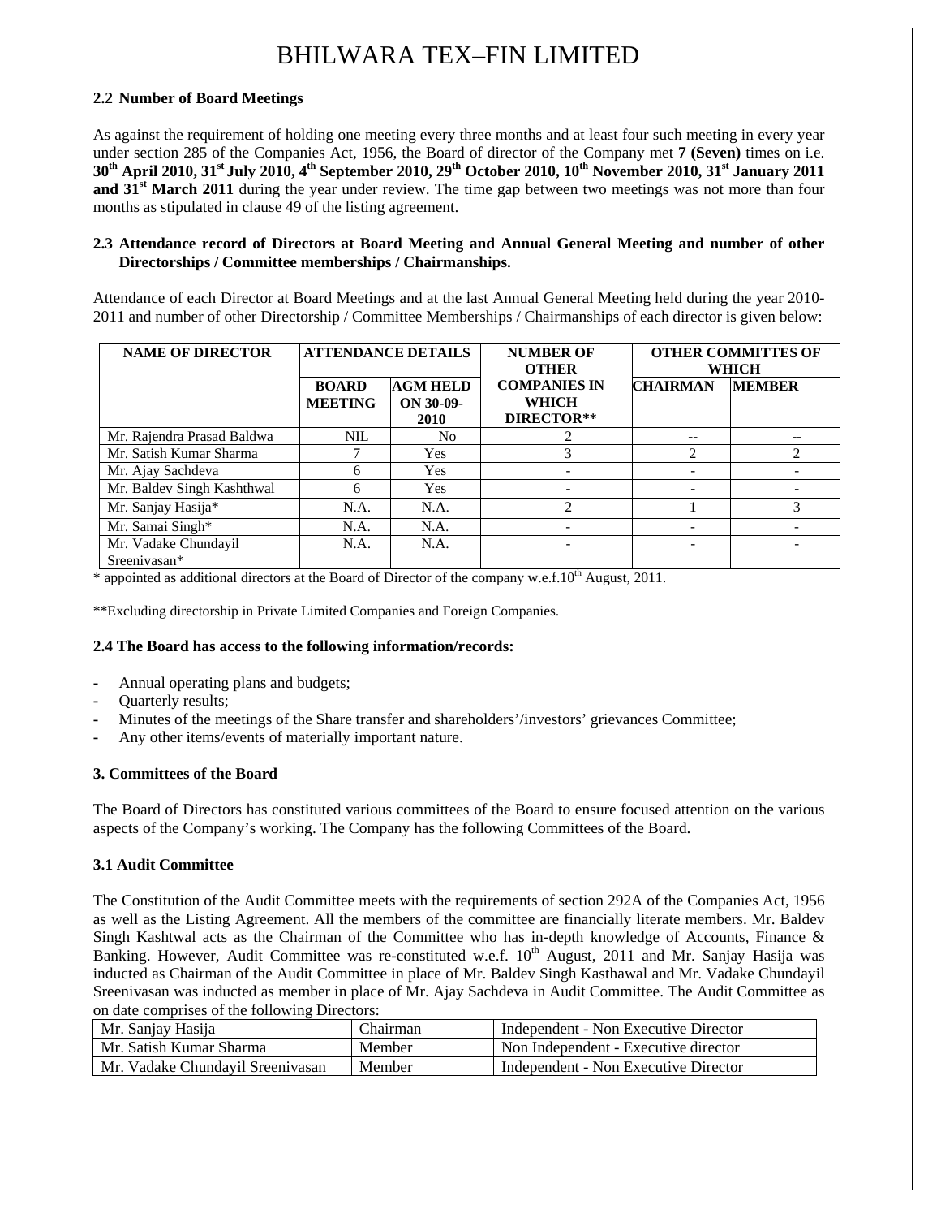## 2.2 Number of Board Meetings

As against the requirement of holding one meeting every three months and at least four such meeting in every year under section 285 of the Companies Act, 1956, the Board of director of the Company met **7 (Seven)** times on i.e. **30th April 2010, 31st July 2010, 4th September 2010, 29th October 2010, 10th November 2010, 31st January 2011 and 31st March 2011** during the year under review. The time gap between two meetings was not more than four months as stipulated in clause 49 of the listing agreement.

## 2.3 Attendance record of Directors at Board Meeting and Annual General Meeting and number of other Directorships / Committee memberships / Chairmanships.

Attendance of each Director at Board Meetings and at the last Annual General Meeting held during the year 2010-2011 and number of other Directorship / Committee Memberships / Chairmanships of each director is given below:

| NAME OF DIRECTOR | ATTENDANCE DETAILS | | NUMBER OF OTHER COMPANIES IN WHICH DIRECTOR** | OTHER COMMITTES OF WHICH | |
|---|---|---|---|---|---|
| | BOARD MEETING | AGM HELD ON 30-09-2010 | | CHAIRMAN | MEMBER |
| Mr. Rajendra Prasad Baldwa | NIL | No | 2 | -- | -- |
| Mr. Satish Kumar Sharma | 7 | Yes | 3 | 2 | 2 |
| Mr. Ajay Sachdeva | 6 | Yes | - | - | - |
| Mr. Baldev Singh Kashthwal | 6 | Yes | - | - | - |
| Mr. Sanjay Hasija* | N.A. | N.A. | 2 | 1 | 3 |
| Mr. Samai Singh* | N.A. | N.A. | - | - | - |
| Mr. Vadake Chundayil Sreenivasan* | N.A. | N.A. | - | - | - |

* appointed as additional directors at the Board of Director of the company w.e.f.10th August, 2011.

**Excluding directorship in Private Limited Companies and Foreign Companies.

## 2.4 The Board has access to the following information/records:

- Annual operating plans and budgets;
- Quarterly results;
- Minutes of the meetings of the Share transfer and shareholders'/investors' grievances Committee;
- Any other items/events of materially important nature.

## 3. Committees of the Board

The Board of Directors has constituted various committees of the Board to ensure focused attention on the various aspects of the Company's working. The Company has the following Committees of the Board.

## 3.1 Audit Committee

The Constitution of the Audit Committee meets with the requirements of section 292A of the Companies Act, 1956 as well as the Listing Agreement. All the members of the committee are financially literate members. Mr. Baldev Singh Kashtwal acts as the Chairman of the Committee who has in-depth knowledge of Accounts, Finance & Banking. However, Audit Committee was re-constituted w.e.f. 10th August, 2011 and Mr. Sanjay Hasija was inducted as Chairman of the Audit Committee in place of Mr. Baldev Singh Kasthawal and Mr. Vadake Chundayil Sreenivasan was inducted as member in place of Mr. Ajay Sachdeva in Audit Committee. The Audit Committee as on date comprises of the following Directors:

| | | |
|---|---|---|
| Mr. Sanjay Hasija | Chairman | Independent - Non Executive Director |
| Mr. Satish Kumar Sharma | Member | Non Independent - Executive director |
| Mr. Vadake Chundayil Sreenivasan | Member | Independent - Non Executive Director |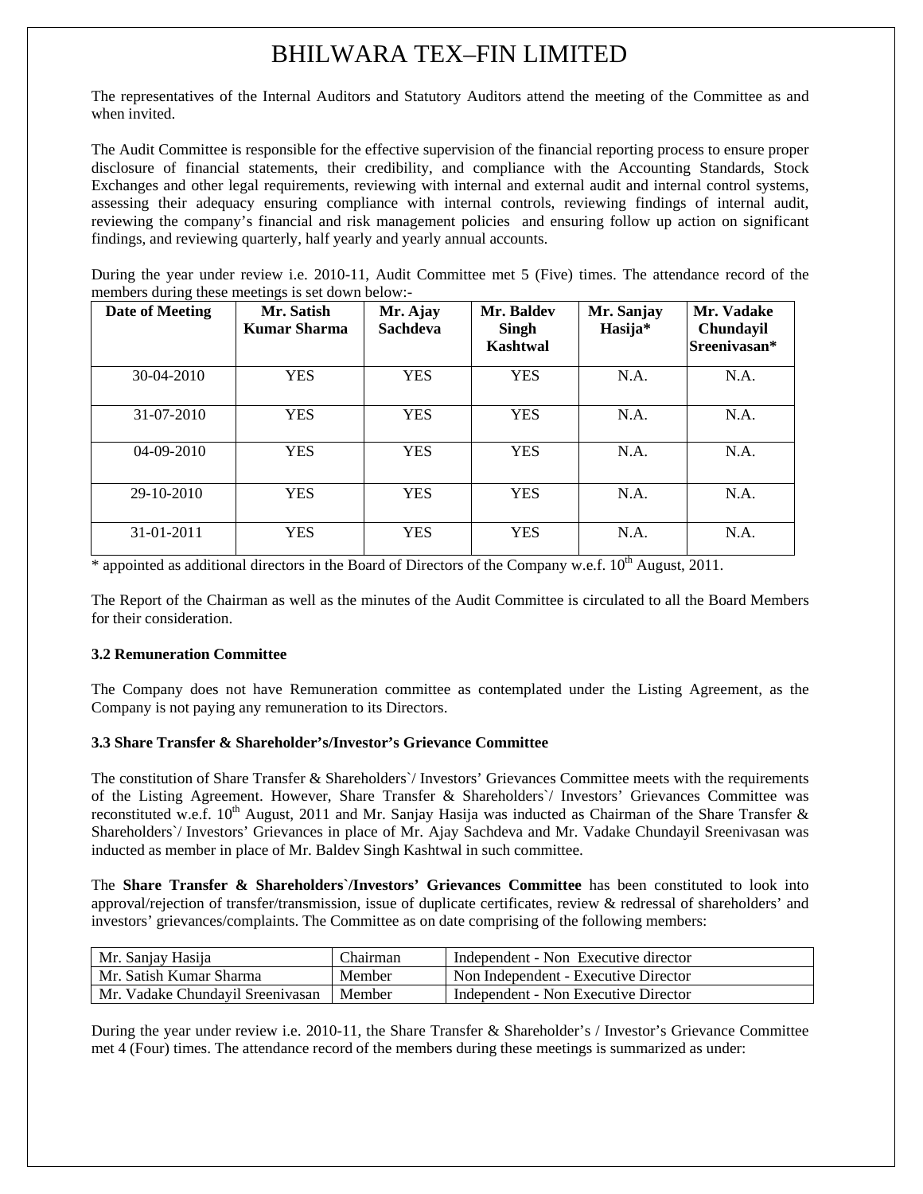The representatives of the Internal Auditors and Statutory Auditors attend the meeting of the Committee as and when invited.

The Audit Committee is responsible for the effective supervision of the financial reporting process to ensure proper disclosure of financial statements, their credibility, and compliance with the Accounting Standards, Stock Exchanges and other legal requirements, reviewing with internal and external audit and internal control systems, assessing their adequacy ensuring compliance with internal controls, reviewing findings of internal audit, reviewing the company's financial and risk management policies and ensuring follow up action on significant findings, and reviewing quarterly, half yearly and yearly annual accounts.

During the year under review i.e. 2010-11, Audit Committee met 5 (Five) times. The attendance record of the members during these meetings is set down below:-

| Date of Meeting | Mr. Satish Kumar Sharma | Mr. Ajay Sachdeva | Mr. Baldev Singh Kashtwal | Mr. Sanjay Hasija* | Mr. Vadake Chundayil Sreenivasan* |
|---|---|---|---|---|---|
| 30-04-2010 | YES | YES | YES | N.A. | N.A. |
| 31-07-2010 | YES | YES | YES | N.A. | N.A. |
| 04-09-2010 | YES | YES | YES | N.A. | N.A. |
| 29-10-2010 | YES | YES | YES | N.A. | N.A. |
| 31-01-2011 | YES | YES | YES | N.A. | N.A. |

* appointed as additional directors in the Board of Directors of the Company w.e.f. 10th August, 2011.

The Report of the Chairman as well as the minutes of the Audit Committee is circulated to all the Board Members for their consideration.

**3.2 Remuneration Committee**

The Company does not have Remuneration committee as contemplated under the Listing Agreement, as the Company is not paying any remuneration to its Directors.

**3.3 Share Transfer & Shareholder's/Investor's Grievance Committee**

The constitution of Share Transfer & Shareholders`/ Investors' Grievances Committee meets with the requirements of the Listing Agreement. However, Share Transfer & Shareholders`/ Investors' Grievances Committee was reconstituted w.e.f. 10th August, 2011 and Mr. Sanjay Hasija was inducted as Chairman of the Share Transfer & Shareholders`/ Investors' Grievances in place of Mr. Ajay Sachdeva and Mr. Vadake Chundayil Sreenivasan was inducted as member in place of Mr. Baldev Singh Kashtwal in such committee.

The **Share Transfer & Shareholders`/Investors' Grievances Committee** has been constituted to look into approval/rejection of transfer/transmission, issue of duplicate certificates, review & redressal of shareholders' and investors' grievances/complaints. The Committee as on date comprising of the following members:

| Name | Position | Category |
|---|---|---|
| Mr. Sanjay Hasija | Chairman | Independent - Non Executive director |
| Mr. Satish Kumar Sharma | Member | Non Independent - Executive Director |
| Mr. Vadake Chundayil Sreenivasan | Member | Independent - Non Executive Director |

During the year under review i.e. 2010-11, the Share Transfer & Shareholder's / Investor's Grievance Committee met 4 (Four) times. The attendance record of the members during these meetings is summarized as under: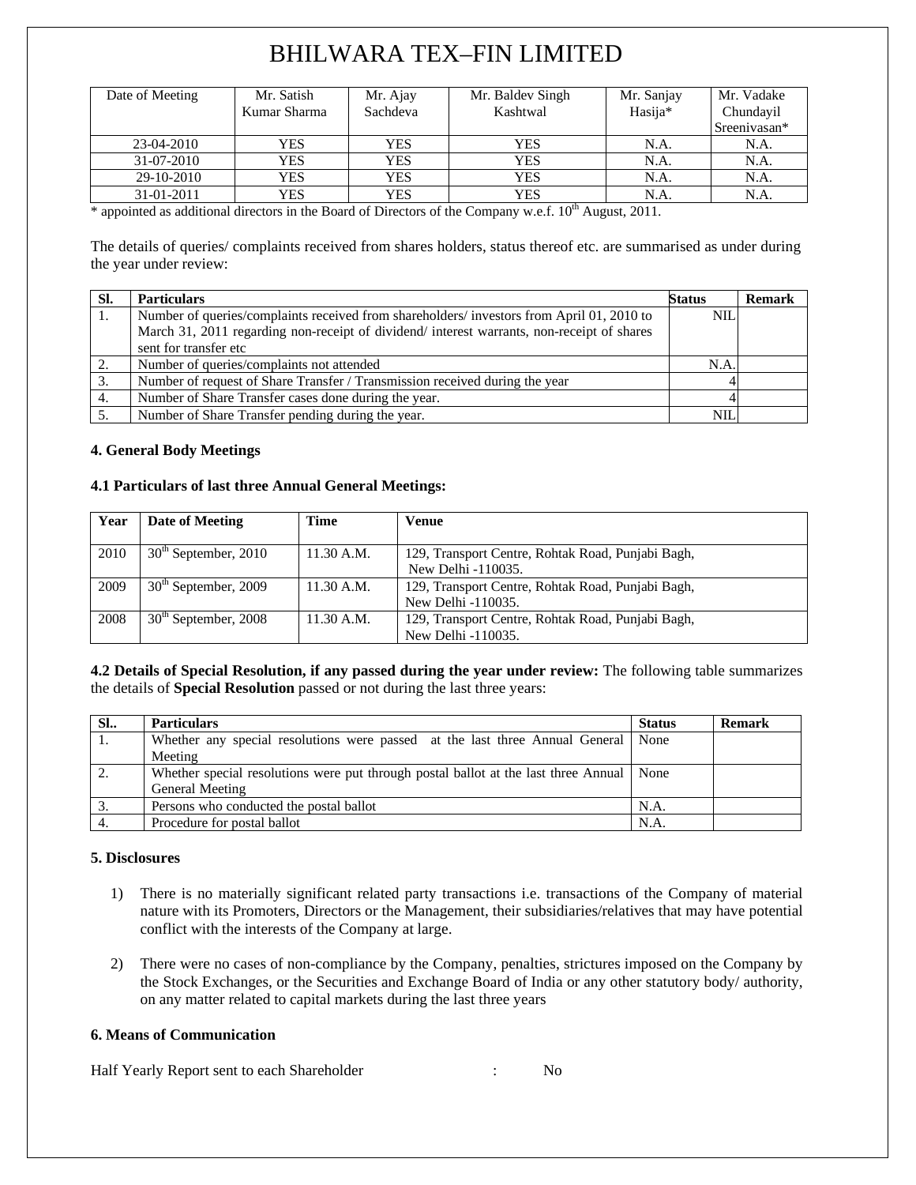# BHILWARA TEX–FIN LIMITED

| Date of Meeting | Mr. Satish Kumar Sharma | Mr. Ajay Sachdeva | Mr. Baldev Singh Kashtwal | Mr. Sanjay Hasija* | Mr. Vadake Chundayil Sreenivasan* |
|---|---|---|---|---|---|
| 23-04-2010 | YES | YES | YES | N.A. | N.A. |
| 31-07-2010 | YES | YES | YES | N.A. | N.A. |
| 29-10-2010 | YES | YES | YES | N.A. | N.A. |
| 31-01-2011 | YES | YES | YES | N.A. | N.A. |

* appointed as additional directors in the Board of Directors of the Company w.e.f. 10th August, 2011.

The details of queries/ complaints received from shares holders, status thereof etc. are summarised as under during the year under review:

| Sl. | Particulars | Status | Remark |
|---|---|---|---|
| 1. | Number of queries/complaints received from shareholders/ investors from April 01, 2010 to March 31, 2011 regarding non-receipt of dividend/ interest warrants, non-receipt of shares sent for transfer etc | NIL | |
| 2. | Number of queries/complaints not attended | N.A. | |
| 3. | Number of request of Share Transfer / Transmission received during the year | 4 | |
| 4. | Number of Share Transfer cases done during the year. | 4 | |
| 5. | Number of Share Transfer pending during the year. | NIL | |

**4. General Body Meetings**

**4.1 Particulars of last three Annual General Meetings:**

| Year | Date of Meeting | Time | Venue |
|---|---|---|---|
| 2010 | 30th September, 2010 | 11.30 A.M. | 129, Transport Centre, Rohtak Road, Punjabi Bagh, New Delhi -110035. |
| 2009 | 30th September, 2009 | 11.30 A.M. | 129, Transport Centre, Rohtak Road, Punjabi Bagh, New Delhi -110035. |
| 2008 | 30th September, 2008 | 11.30 A.M. | 129, Transport Centre, Rohtak Road, Punjabi Bagh, New Delhi -110035. |

**4.2 Details of Special Resolution, if any passed during the year under review:** The following table summarizes the details of **Special Resolution** passed or not during the last three years:

| Sl.. | Particulars | Status | Remark |
|---|---|---|---|
| 1. | Whether any special resolutions were passed at the last three Annual General Meeting | None | |
| 2. | Whether special resolutions were put through postal ballot at the last three Annual General Meeting | None | |
| 3. | Persons who conducted the postal ballot | N.A. | |
| 4. | Procedure for postal ballot | N.A. | |

**5. Disclosures**

1) There is no materially significant related party transactions i.e. transactions of the Company of material nature with its Promoters, Directors or the Management, their subsidiaries/relatives that may have potential conflict with the interests of the Company at large.

2) There were no cases of non-compliance by the Company, penalties, strictures imposed on the Company by the Stock Exchanges, or the Securities and Exchange Board of India or any other statutory body/ authority, on any matter related to capital markets during the last three years

**6. Means of Communication**

Half Yearly Report sent to each Shareholder : No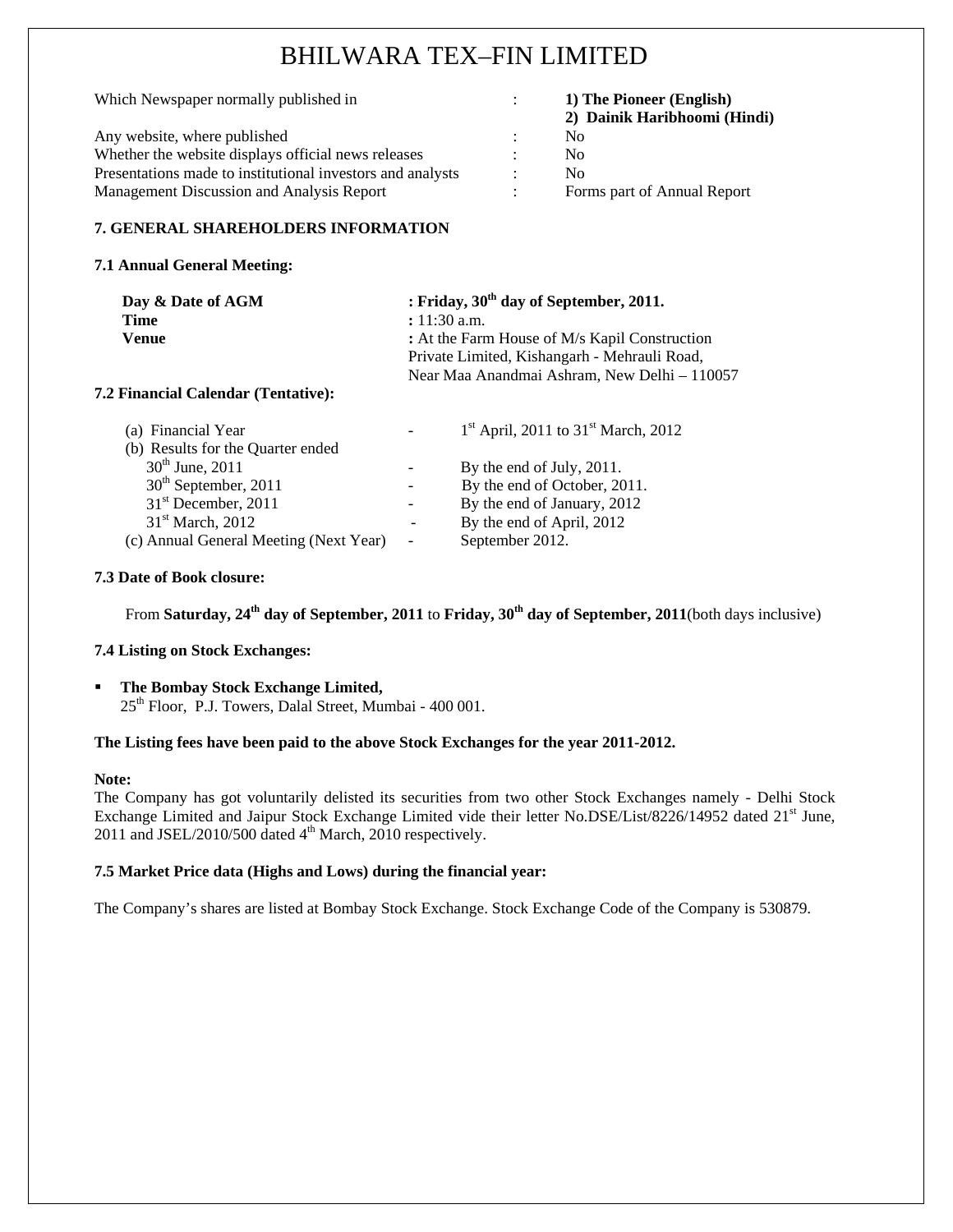# BHILWARA TEX–FIN LIMITED

| | | |
|---|---|---|
| Which Newspaper normally published in | : | **1) The Pioneer (English)**<br>**2) Dainik Haribhoomi (Hindi)** |
| Any website, where published | : | No |
| Whether the website displays official news releases | : | No |
| Presentations made to institutional investors and analysts | : | No |
| Management Discussion and Analysis Report | : | Forms part of Annual Report |

### 7. GENERAL SHAREHOLDERS INFORMATION

**7.1 Annual General Meeting:**

| | |
|---|---|
| **Day & Date of AGM** | **: Friday, 30th day of September, 2011.** |
| **Time** | **:** 11:30 a.m. |
| **Venue** | **:** At the Farm House of M/s Kapil Construction Private Limited, Kishangarh - Mehrauli Road, Near Maa Anandmai Ashram, New Delhi – 110057 |

**7.2 Financial Calendar (Tentative):**

| | | |
|---|---|---|
| (a) Financial Year | - | 1st April, 2011 to 31st March, 2012 |
| (b) Results for the Quarter ended | | |
| 30th June, 2011 | - | By the end of July, 2011. |
| 30th September, 2011 | - | By the end of October, 2011. |
| 31st December, 2011 | - | By the end of January, 2012 |
| 31st March, 2012 | - | By the end of April, 2012 |
| (c) Annual General Meeting (Next Year) | - | September 2012. |

**7.3 Date of Book closure:**

From **Saturday, 24th day of September, 2011** to **Friday, 30th day of September, 2011**(both days inclusive)

**7.4 Listing on Stock Exchanges:**

- **The Bombay Stock Exchange Limited,**
  25th Floor, P.J. Towers, Dalal Street, Mumbai - 400 001.

**The Listing fees have been paid to the above Stock Exchanges for the year 2011-2012.**

**Note:**
The Company has got voluntarily delisted its securities from two other Stock Exchanges namely - Delhi Stock Exchange Limited and Jaipur Stock Exchange Limited vide their letter No.DSE/List/8226/14952 dated 21st June, 2011 and JSEL/2010/500 dated 4th March, 2010 respectively.

**7.5 Market Price data (Highs and Lows) during the financial year:**

The Company's shares are listed at Bombay Stock Exchange. Stock Exchange Code of the Company is 530879.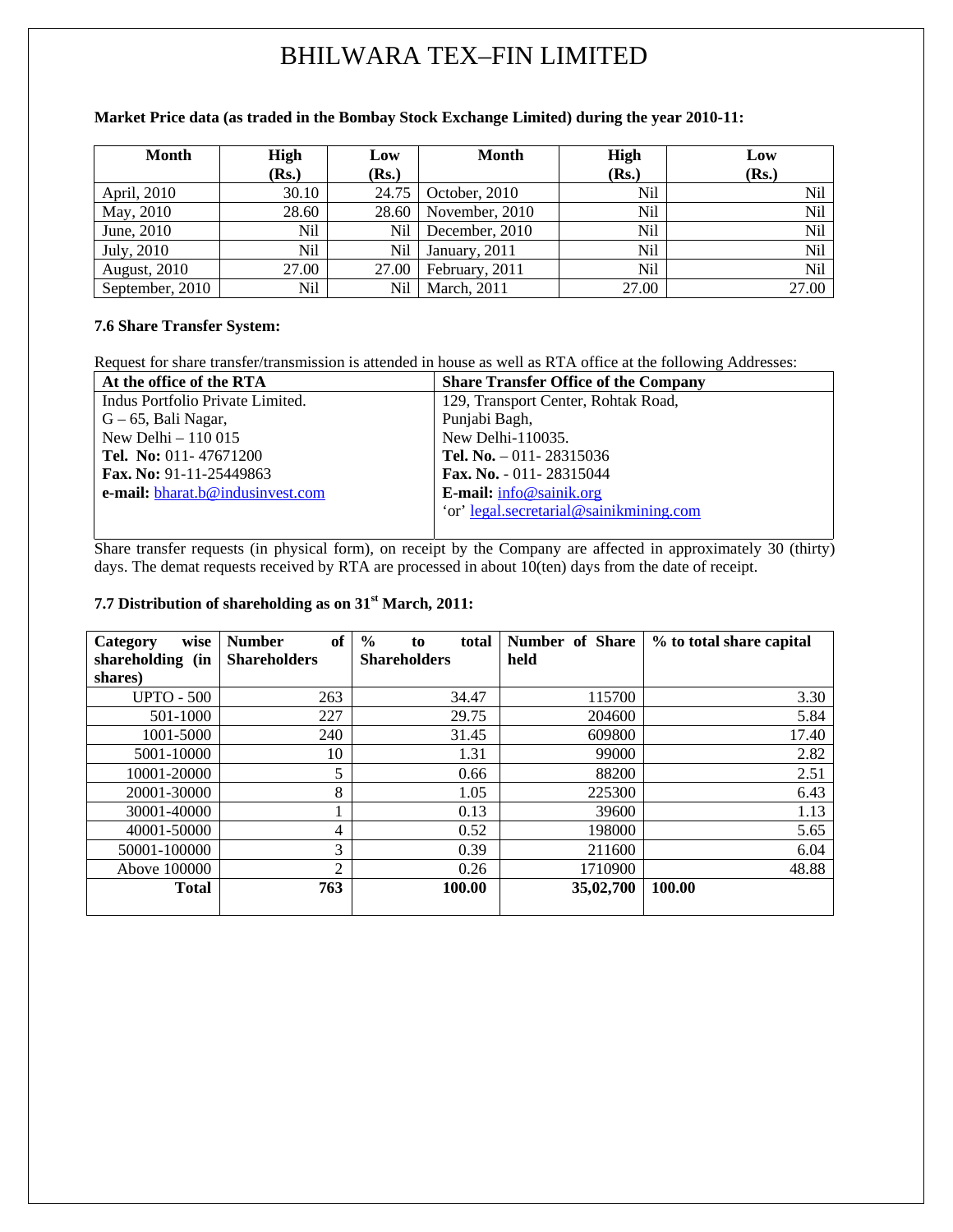**Market Price data (as traded in the Bombay Stock Exchange Limited) during the year 2010-11:**

| Month | High (Rs.) | Low (Rs.) | Month | High (Rs.) | Low (Rs.) |
|---|---|---|---|---|---|
| April, 2010 | 30.10 | 24.75 | October, 2010 | Nil | Nil |
| May, 2010 | 28.60 | 28.60 | November, 2010 | Nil | Nil |
| June, 2010 | Nil | Nil | December, 2010 | Nil | Nil |
| July, 2010 | Nil | Nil | January, 2011 | Nil | Nil |
| August, 2010 | 27.00 | 27.00 | February, 2011 | Nil | Nil |
| September, 2010 | Nil | Nil | March, 2011 | 27.00 | 27.00 |

### 7.6 Share Transfer System:

Request for share transfer/transmission is attended in house as well as RTA office at the following Addresses:

| At the office of the RTA | Share Transfer Office of the Company |
|---|---|
| Indus Portfolio Private Limited.<br>G – 65, Bali Nagar,<br>New Delhi – 110 015<br>**Tel. No:** 011- 47671200<br>**Fax. No:** 91-11-25449863<br>**e-mail:** bharat.b@indusinvest.com | 129, Transport Center, Rohtak Road,<br>Punjabi Bagh,<br>New Delhi-110035.<br>**Tel. No.** – 011- 28315036<br>**Fax. No.** - 011- 28315044<br>**E-mail:** info@sainik.org<br>'or' legal.secretarial@sainikmining.com |

Share transfer requests (in physical form), on receipt by the Company are affected in approximately 30 (thirty) days. The demat requests received by RTA are processed in about 10(ten) days from the date of receipt.

### 7.7 Distribution of shareholding as on 31st March, 2011:

| Category wise shareholding (in shares) | Number of Shareholders | % to total Shareholders | Number of Share held | % to total share capital |
|---|---|---|---|---|
| UPTO - 500 | 263 | 34.47 | 115700 | 3.30 |
| 501-1000 | 227 | 29.75 | 204600 | 5.84 |
| 1001-5000 | 240 | 31.45 | 609800 | 17.40 |
| 5001-10000 | 10 | 1.31 | 99000 | 2.82 |
| 10001-20000 | 5 | 0.66 | 88200 | 2.51 |
| 20001-30000 | 8 | 1.05 | 225300 | 6.43 |
| 30001-40000 | 1 | 0.13 | 39600 | 1.13 |
| 40001-50000 | 4 | 0.52 | 198000 | 5.65 |
| 50001-100000 | 3 | 0.39 | 211600 | 6.04 |
| Above 100000 | 2 | 0.26 | 1710900 | 48.88 |
| **Total** | **763** | **100.00** | **35,02,700** | **100.00** |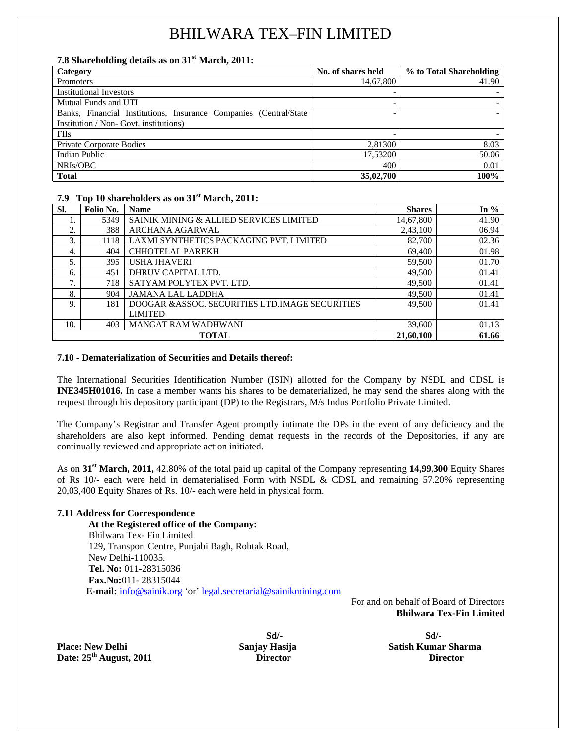# BHILWARA TEX–FIN LIMITED

**7.8 Shareholding details as on 31st March, 2011:**

| Category | No. of shares held | % to Total Shareholding |
|---|---|---|
| Promoters | 14,67,800 | 41.90 |
| Institutional Investors | - | - |
| Mutual Funds and UTI | - | - |
| Banks, Financial Institutions, Insurance Companies (Central/State Institution / Non- Govt. institutions) | - | - |
| FIIs | - | - |
| Private Corporate Bodies | 2,81300 | 8.03 |
| Indian Public | 17,53200 | 50.06 |
| NRIs/OBC | 400 | 0.01 |
| **Total** | **35,02,700** | **100%** |

**7.9 Top 10 shareholders as on 31st March, 2011:**

| Sl. | Folio No. | Name | Shares | In % |
|---|---|---|---|---|
| 1. | 5349 | SAINIK MINING & ALLIED SERVICES LIMITED | 14,67,800 | 41.90 |
| 2. | 388 | ARCHANA AGARWAL | 2,43,100 | 06.94 |
| 3. | 1118 | LAXMI SYNTHETICS PACKAGING PVT. LIMITED | 82,700 | 02.36 |
| 4. | 404 | CHHOTELAL PAREKH | 69,400 | 01.98 |
| 5. | 395 | USHA JHAVERI | 59,500 | 01.70 |
| 6. | 451 | DHRUV CAPITAL LTD. | 49,500 | 01.41 |
| 7. | 718 | SATYAM POLYTEX PVT. LTD. | 49,500 | 01.41 |
| 8. | 904 | JAMANA LAL LADDHA | 49,500 | 01.41 |
| 9. | 181 | DOOGAR &ASSOC. SECURITIES LTD.IMAGE SECURITIES LIMITED | 49,500 | 01.41 |
| 10. | 403 | MANGAT RAM WADHWANI | 39,600 | 01.13 |
| | | **TOTAL** | **21,60,100** | **61.66** |

**7.10 - Dematerialization of Securities and Details thereof:**

The International Securities Identification Number (ISIN) allotted for the Company by NSDL and CDSL is **INE345H01016.** In case a member wants his shares to be dematerialized, he may send the shares along with the request through his depository participant (DP) to the Registrars, M/s Indus Portfolio Private Limited.

The Company's Registrar and Transfer Agent promptly intimate the DPs in the event of any deficiency and the shareholders are also kept informed. Pending demat requests in the records of the Depositories, if any are continually reviewed and appropriate action initiated.

As on **31st March, 2011,** 42.80% of the total paid up capital of the Company representing **14,99,300** Equity Shares of Rs 10/- each were held in dematerialised Form with NSDL & CDSL and remaining 57.20% representing 20,03,400 Equity Shares of Rs. 10/- each were held in physical form.

**7.11 Address for Correspondence**

**At the Registered office of the Company:**
Bhilwara Tex- Fin Limited
129, Transport Centre, Punjabi Bagh, Rohtak Road,
New Delhi-110035.
**Tel. No:** 011-28315036
**Fax.No:** 011- 28315044
**E-mail:** info@sainik.org 'or' legal.secretarial@sainikmining.com

For and on behalf of Board of Directors
**Bhilwara Tex-Fin Limited**

**Place: New Delhi**
**Date: 25th August, 2011**

**Sd/-**
**Sanjay Hasija**
**Director**

**Sd/-**
**Satish Kumar Sharma**
**Director**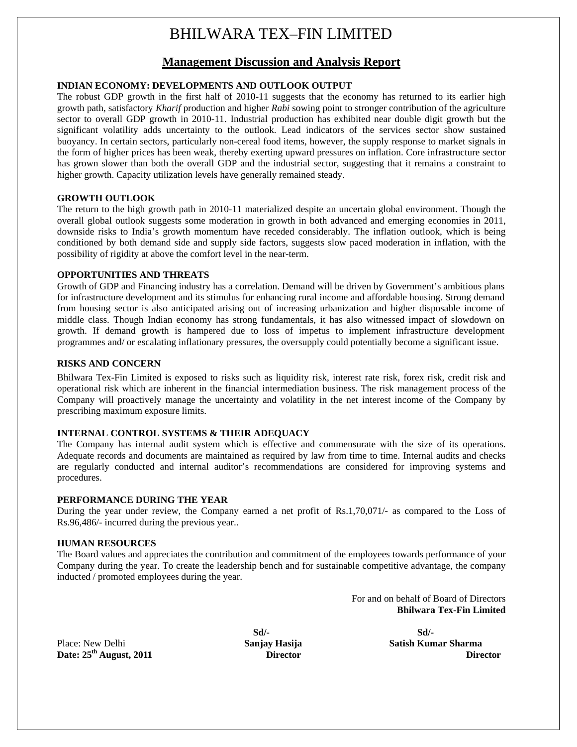# BHILWARA TEX–FIN LIMITED

## Management Discussion and Analysis Report

### INDIAN ECONOMY: DEVELOPMENTS AND OUTLOOK OUTPUT

The robust GDP growth in the first half of 2010-11 suggests that the economy has returned to its earlier high growth path, satisfactory *Kharif* production and higher *Rabi* sowing point to stronger contribution of the agriculture sector to overall GDP growth in 2010-11. Industrial production has exhibited near double digit growth but the significant volatility adds uncertainty to the outlook. Lead indicators of the services sector show sustained buoyancy. In certain sectors, particularly non-cereal food items, however, the supply response to market signals in the form of higher prices has been weak, thereby exerting upward pressures on inflation. Core infrastructure sector has grown slower than both the overall GDP and the industrial sector, suggesting that it remains a constraint to higher growth. Capacity utilization levels have generally remained steady.

### GROWTH OUTLOOK

The return to the high growth path in 2010-11 materialized despite an uncertain global environment. Though the overall global outlook suggests some moderation in growth in both advanced and emerging economies in 2011, downside risks to India's growth momentum have receded considerably. The inflation outlook, which is being conditioned by both demand side and supply side factors, suggests slow paced moderation in inflation, with the possibility of rigidity at above the comfort level in the near-term.

### OPPORTUNITIES AND THREATS

Growth of GDP and Financing industry has a correlation. Demand will be driven by Government's ambitious plans for infrastructure development and its stimulus for enhancing rural income and affordable housing. Strong demand from housing sector is also anticipated arising out of increasing urbanization and higher disposable income of middle class. Though Indian economy has strong fundamentals, it has also witnessed impact of slowdown on growth. If demand growth is hampered due to loss of impetus to implement infrastructure development programmes and/ or escalating inflationary pressures, the oversupply could potentially become a significant issue.

### RISKS AND CONCERN

Bhilwara Tex-Fin Limited is exposed to risks such as liquidity risk, interest rate risk, forex risk, credit risk and operational risk which are inherent in the financial intermediation business. The risk management process of the Company will proactively manage the uncertainty and volatility in the net interest income of the Company by prescribing maximum exposure limits.

### INTERNAL CONTROL SYSTEMS & THEIR ADEQUACY

The Company has internal audit system which is effective and commensurate with the size of its operations. Adequate records and documents are maintained as required by law from time to time. Internal audits and checks are regularly conducted and internal auditor's recommendations are considered for improving systems and procedures.

### PERFORMANCE DURING THE YEAR

During the year under review, the Company earned a net profit of Rs.1,70,071/- as compared to the Loss of Rs.96,486/- incurred during the previous year..

### HUMAN RESOURCES

The Board values and appreciates the contribution and commitment of the employees towards performance of your Company during the year. To create the leadership bench and for sustainable competitive advantage, the company inducted / promoted employees during the year.

For and on behalf of Board of Directors
**Bhilwara Tex-Fin Limited**

| | **Sd/-** | **Sd/-** |
|---|---|---|
| Place: New Delhi | **Sanjay Hasija** | **Satish Kumar Sharma** |
| **Date: 25th August, 2011** | **Director** | **Director** |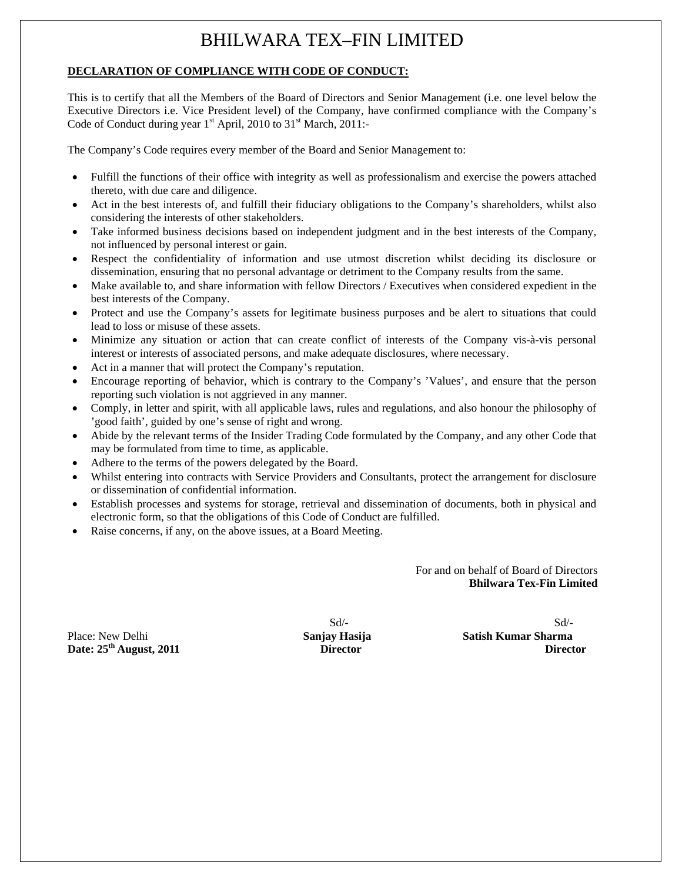# BHILWARA TEX–FIN LIMITED

**DECLARATION OF COMPLIANCE WITH CODE OF CONDUCT:**

This is to certify that all the Members of the Board of Directors and Senior Management (i.e. one level below the Executive Directors i.e. Vice President level) of the Company, have confirmed compliance with the Company's Code of Conduct during year 1st April, 2010 to 31st March, 2011:-

The Company's Code requires every member of the Board and Senior Management to:

- Fulfill the functions of their office with integrity as well as professionalism and exercise the powers attached thereto, with due care and diligence.
- Act in the best interests of, and fulfill their fiduciary obligations to the Company's shareholders, whilst also considering the interests of other stakeholders.
- Take informed business decisions based on independent judgment and in the best interests of the Company, not influenced by personal interest or gain.
- Respect the confidentiality of information and use utmost discretion whilst deciding its disclosure or dissemination, ensuring that no personal advantage or detriment to the Company results from the same.
- Make available to, and share information with fellow Directors / Executives when considered expedient in the best interests of the Company.
- Protect and use the Company's assets for legitimate business purposes and be alert to situations that could lead to loss or misuse of these assets.
- Minimize any situation or action that can create conflict of interests of the Company vis-à-vis personal interest or interests of associated persons, and make adequate disclosures, where necessary.
- Act in a manner that will protect the Company's reputation.
- Encourage reporting of behavior, which is contrary to the Company's 'Values', and ensure that the person reporting such violation is not aggrieved in any manner.
- Comply, in letter and spirit, with all applicable laws, rules and regulations, and also honour the philosophy of 'good faith', guided by one's sense of right and wrong.
- Abide by the relevant terms of the Insider Trading Code formulated by the Company, and any other Code that may be formulated from time to time, as applicable.
- Adhere to the terms of the powers delegated by the Board.
- Whilst entering into contracts with Service Providers and Consultants, protect the arrangement for disclosure or dissemination of confidential information.
- Establish processes and systems for storage, retrieval and dissemination of documents, both in physical and electronic form, so that the obligations of this Code of Conduct are fulfilled.
- Raise concerns, if any, on the above issues, at a Board Meeting.

For and on behalf of Board of Directors
**Bhilwara Tex-Fin Limited**

Place: New Delhi
**Date: 25th August, 2011**

Sd/-
**Sanjay Hasija**
**Director**

Sd/-
**Satish Kumar Sharma**
**Director**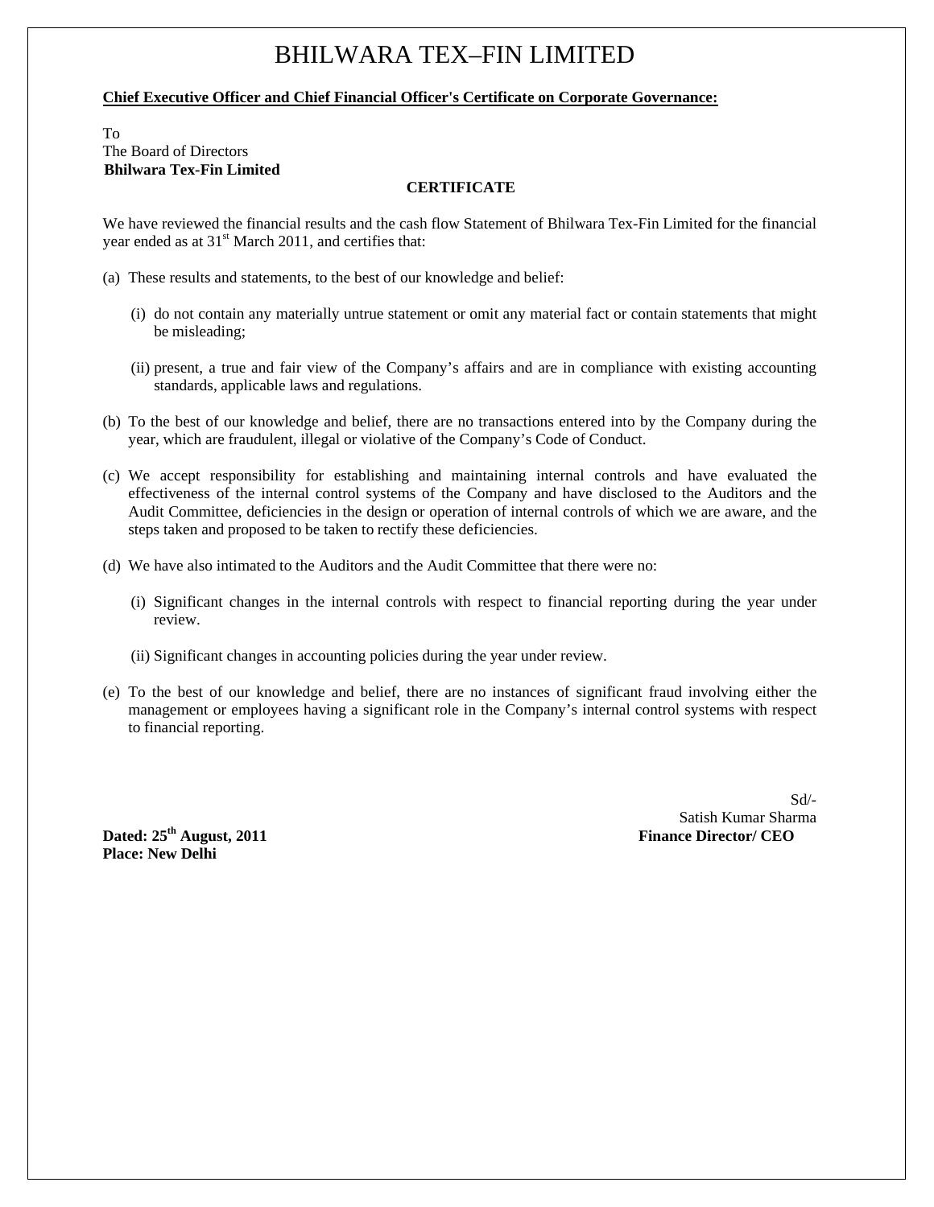# BHILWARA TEX–FIN LIMITED

**Chief Executive Officer and Chief Financial Officer's Certificate on Corporate Governance:**

To
The Board of Directors
**Bhilwara Tex-Fin Limited**

**CERTIFICATE**

We have reviewed the financial results and the cash flow Statement of Bhilwara Tex-Fin Limited for the financial year ended as at 31st March 2011, and certifies that:

(a) These results and statements, to the best of our knowledge and belief:

  (i) do not contain any materially untrue statement or omit any material fact or contain statements that might be misleading;

  (ii) present, a true and fair view of the Company's affairs and are in compliance with existing accounting standards, applicable laws and regulations.

(b) To the best of our knowledge and belief, there are no transactions entered into by the Company during the year, which are fraudulent, illegal or violative of the Company's Code of Conduct.

(c) We accept responsibility for establishing and maintaining internal controls and have evaluated the effectiveness of the internal control systems of the Company and have disclosed to the Auditors and the Audit Committee, deficiencies in the design or operation of internal controls of which we are aware, and the steps taken and proposed to be taken to rectify these deficiencies.

(d) We have also intimated to the Auditors and the Audit Committee that there were no:

  (i) Significant changes in the internal controls with respect to financial reporting during the year under review.

  (ii) Significant changes in accounting policies during the year under review.

(e) To the best of our knowledge and belief, there are no instances of significant fraud involving either the management or employees having a significant role in the Company's internal control systems with respect to financial reporting.

Sd/-
Satish Kumar Sharma
**Finance Director/ CEO**

**Dated: 25th August, 2011**
**Place: New Delhi**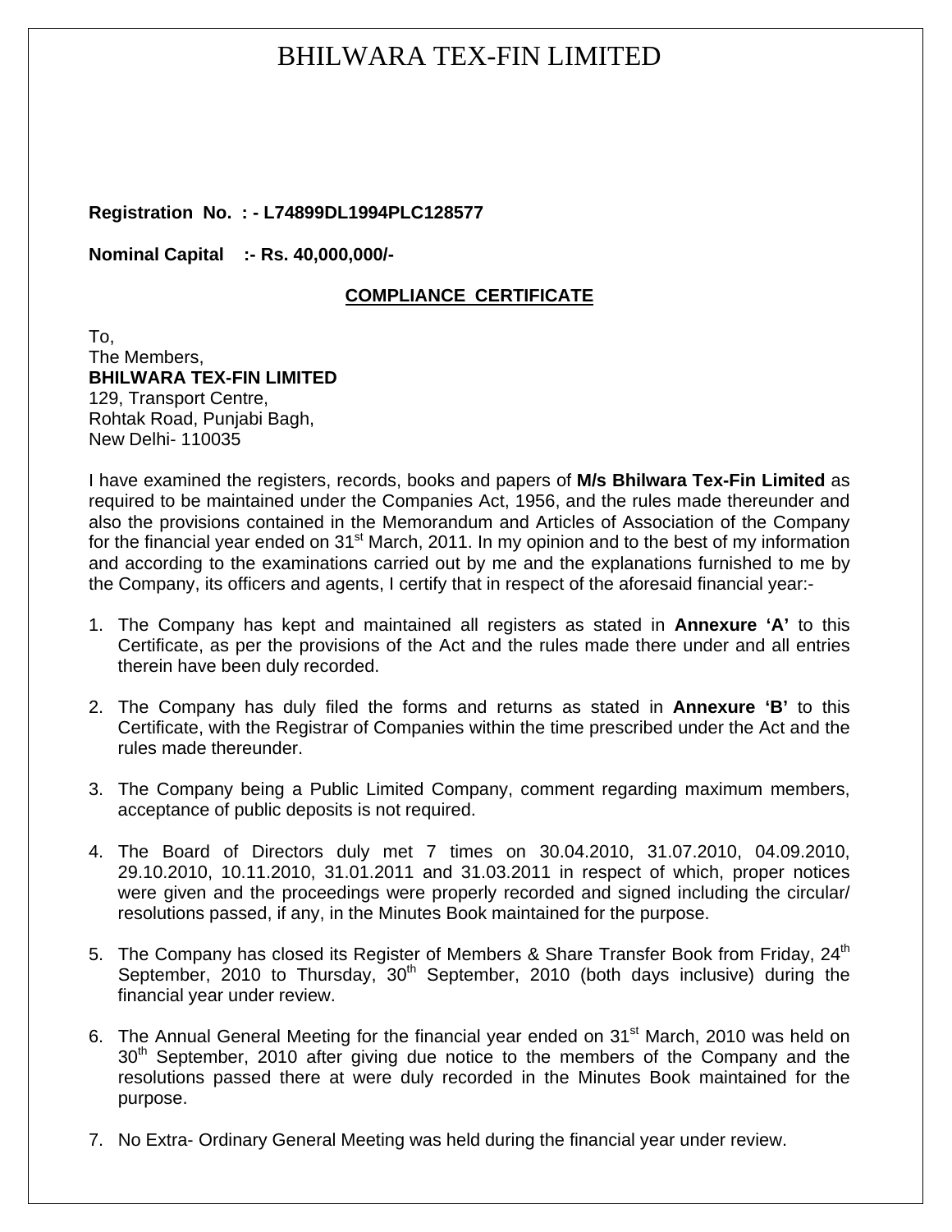# BHILWARA TEX-FIN LIMITED

**Registration No. : - L74899DL1994PLC128577**

**Nominal Capital :- Rs. 40,000,000/-**

## COMPLIANCE CERTIFICATE

To,
The Members,
**BHILWARA TEX-FIN LIMITED**
129, Transport Centre,
Rohtak Road, Punjabi Bagh,
New Delhi- 110035

I have examined the registers, records, books and papers of **M/s Bhilwara Tex-Fin Limited** as required to be maintained under the Companies Act, 1956, and the rules made thereunder and also the provisions contained in the Memorandum and Articles of Association of the Company for the financial year ended on 31st March, 2011. In my opinion and to the best of my information and according to the examinations carried out by me and the explanations furnished to me by the Company, its officers and agents, I certify that in respect of the aforesaid financial year:-

1. The Company has kept and maintained all registers as stated in **Annexure 'A'** to this Certificate, as per the provisions of the Act and the rules made there under and all entries therein have been duly recorded.

2. The Company has duly filed the forms and returns as stated in **Annexure 'B'** to this Certificate, with the Registrar of Companies within the time prescribed under the Act and the rules made thereunder.

3. The Company being a Public Limited Company, comment regarding maximum members, acceptance of public deposits is not required.

4. The Board of Directors duly met 7 times on 30.04.2010, 31.07.2010, 04.09.2010, 29.10.2010, 10.11.2010, 31.01.2011 and 31.03.2011 in respect of which, proper notices were given and the proceedings were properly recorded and signed including the circular/ resolutions passed, if any, in the Minutes Book maintained for the purpose.

5. The Company has closed its Register of Members & Share Transfer Book from Friday, 24th September, 2010 to Thursday, 30th September, 2010 (both days inclusive) during the financial year under review.

6. The Annual General Meeting for the financial year ended on 31st March, 2010 was held on 30th September, 2010 after giving due notice to the members of the Company and the resolutions passed there at were duly recorded in the Minutes Book maintained for the purpose.

7. No Extra- Ordinary General Meeting was held during the financial year under review.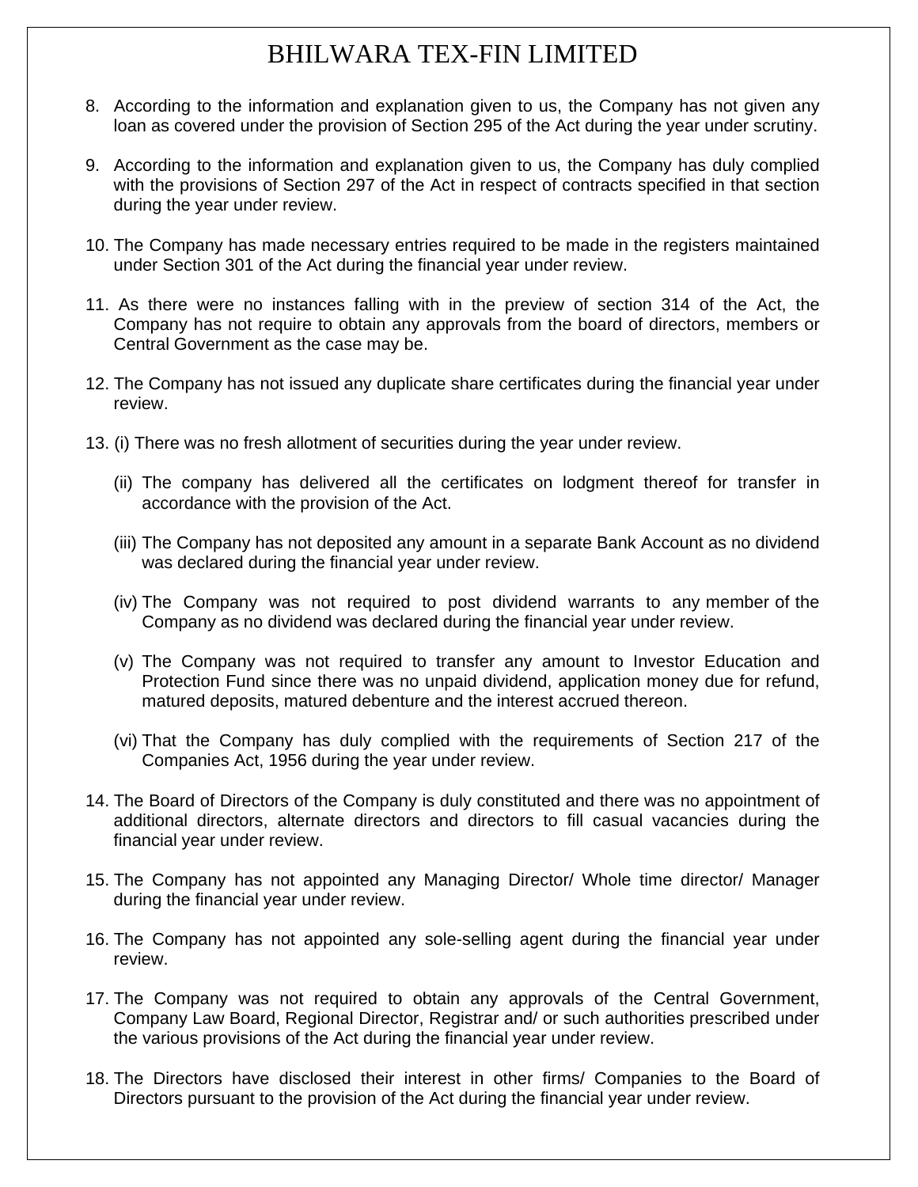8. According to the information and explanation given to us, the Company has not given any loan as covered under the provision of Section 295 of the Act during the year under scrutiny.

9. According to the information and explanation given to us, the Company has duly complied with the provisions of Section 297 of the Act in respect of contracts specified in that section during the year under review.

10. The Company has made necessary entries required to be made in the registers maintained under Section 301 of the Act during the financial year under review.

11. As there were no instances falling with in the preview of section 314 of the Act, the Company has not require to obtain any approvals from the board of directors, members or Central Government as the case may be.

12. The Company has not issued any duplicate share certificates during the financial year under review.

13. (i) There was no fresh allotment of securities during the year under review.

    (ii) The company has delivered all the certificates on lodgment thereof for transfer in accordance with the provision of the Act.

    (iii) The Company has not deposited any amount in a separate Bank Account as no dividend was declared during the financial year under review.

    (iv) The Company was not required to post dividend warrants to any member of the Company as no dividend was declared during the financial year under review.

    (v) The Company was not required to transfer any amount to Investor Education and Protection Fund since there was no unpaid dividend, application money due for refund, matured deposits, matured debenture and the interest accrued thereon.

    (vi) That the Company has duly complied with the requirements of Section 217 of the Companies Act, 1956 during the year under review.

14. The Board of Directors of the Company is duly constituted and there was no appointment of additional directors, alternate directors and directors to fill casual vacancies during the financial year under review.

15. The Company has not appointed any Managing Director/ Whole time director/ Manager during the financial year under review.

16. The Company has not appointed any sole-selling agent during the financial year under review.

17. The Company was not required to obtain any approvals of the Central Government, Company Law Board, Regional Director, Registrar and/ or such authorities prescribed under the various provisions of the Act during the financial year under review.

18. The Directors have disclosed their interest in other firms/ Companies to the Board of Directors pursuant to the provision of the Act during the financial year under review.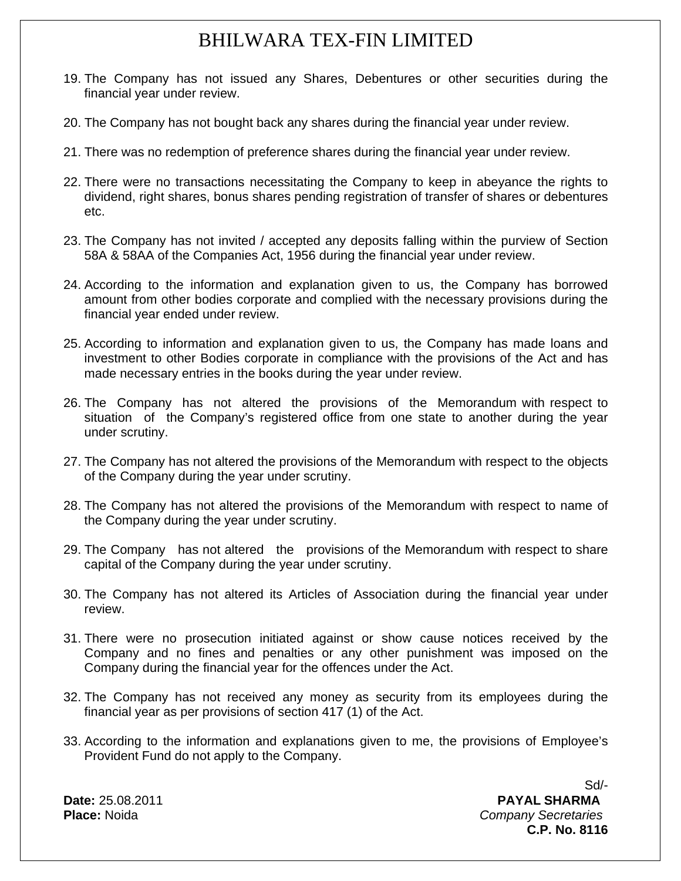19. The Company has not issued any Shares, Debentures or other securities during the financial year under review.

20. The Company has not bought back any shares during the financial year under review.

21. There was no redemption of preference shares during the financial year under review.

22. There were no transactions necessitating the Company to keep in abeyance the rights to dividend, right shares, bonus shares pending registration of transfer of shares or debentures etc.

23. The Company has not invited / accepted any deposits falling within the purview of Section 58A & 58AA of the Companies Act, 1956 during the financial year under review.

24. According to the information and explanation given to us, the Company has borrowed amount from other bodies corporate and complied with the necessary provisions during the financial year ended under review.

25. According to information and explanation given to us, the Company has made loans and investment to other Bodies corporate in compliance with the provisions of the Act and has made necessary entries in the books during the year under review.

26. The Company has not altered the provisions of the Memorandum with respect to situation of the Company's registered office from one state to another during the year under scrutiny.

27. The Company has not altered the provisions of the Memorandum with respect to the objects of the Company during the year under scrutiny.

28. The Company has not altered the provisions of the Memorandum with respect to name of the Company during the year under scrutiny.

29. The Company has not altered the provisions of the Memorandum with respect to share capital of the Company during the year under scrutiny.

30. The Company has not altered its Articles of Association during the financial year under review.

31. There were no prosecution initiated against or show cause notices received by the Company and no fines and penalties or any other punishment was imposed on the Company during the financial year for the offences under the Act.

32. The Company has not received any money as security from its employees during the financial year as per provisions of section 417 (1) of the Act.

33. According to the information and explanations given to me, the provisions of Employee's Provident Fund do not apply to the Company.

Sd/-

**Date:** 25.08.2011
**Place:** Noida

**PAYAL SHARMA**
*Company Secretaries*
**C.P. No. 8116**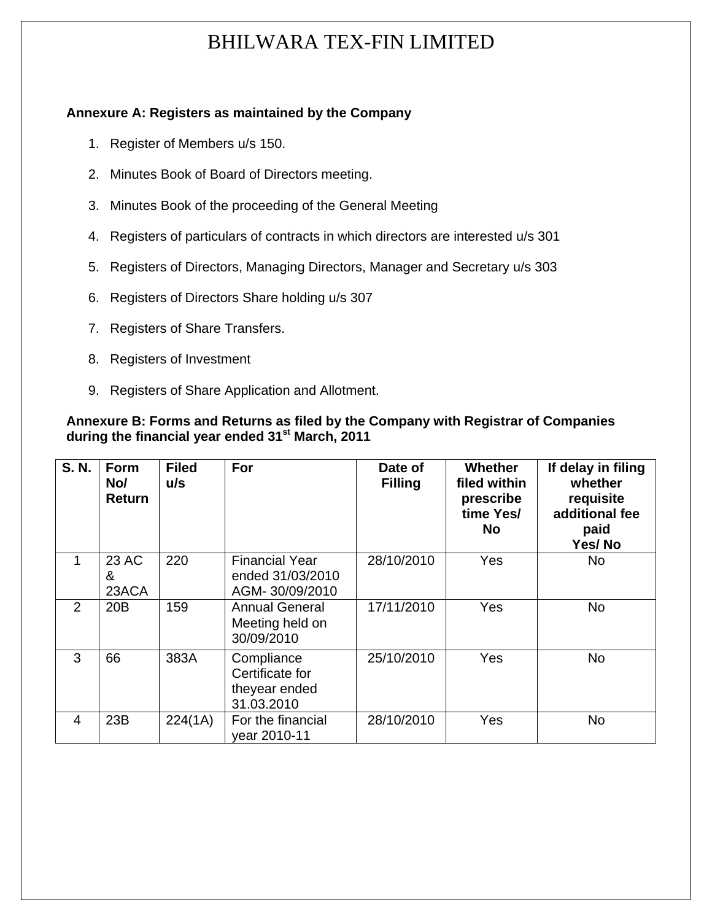# BHILWARA TEX-FIN LIMITED

**Annexure A: Registers as maintained by the Company**

1. Register of Members u/s 150.
2. Minutes Book of Board of Directors meeting.
3. Minutes Book of the proceeding of the General Meeting
4. Registers of particulars of contracts in which directors are interested u/s 301
5. Registers of Directors, Managing Directors, Manager and Secretary u/s 303
6. Registers of Directors Share holding u/s 307
7. Registers of Share Transfers.
8. Registers of Investment
9. Registers of Share Application and Allotment.

**Annexure B: Forms and Returns as filed by the Company with Registrar of Companies during the financial year ended 31st March, 2011**

| S. N. | Form No/ Return | Filed u/s | For | Date of Filling | Whether filed within prescribe time Yes/ No | If delay in filing whether requisite additional fee paid Yes/ No |
|---|---|---|---|---|---|---|
| 1 | 23 AC & 23ACA | 220 | Financial Year ended 31/03/2010 AGM- 30/09/2010 | 28/10/2010 | Yes | No |
| 2 | 20B | 159 | Annual General Meeting held on 30/09/2010 | 17/11/2010 | Yes | No |
| 3 | 66 | 383A | Compliance Certificate for theyear ended 31.03.2010 | 25/10/2010 | Yes | No |
| 4 | 23B | 224(1A) | For the financial year 2010-11 | 28/10/2010 | Yes | No |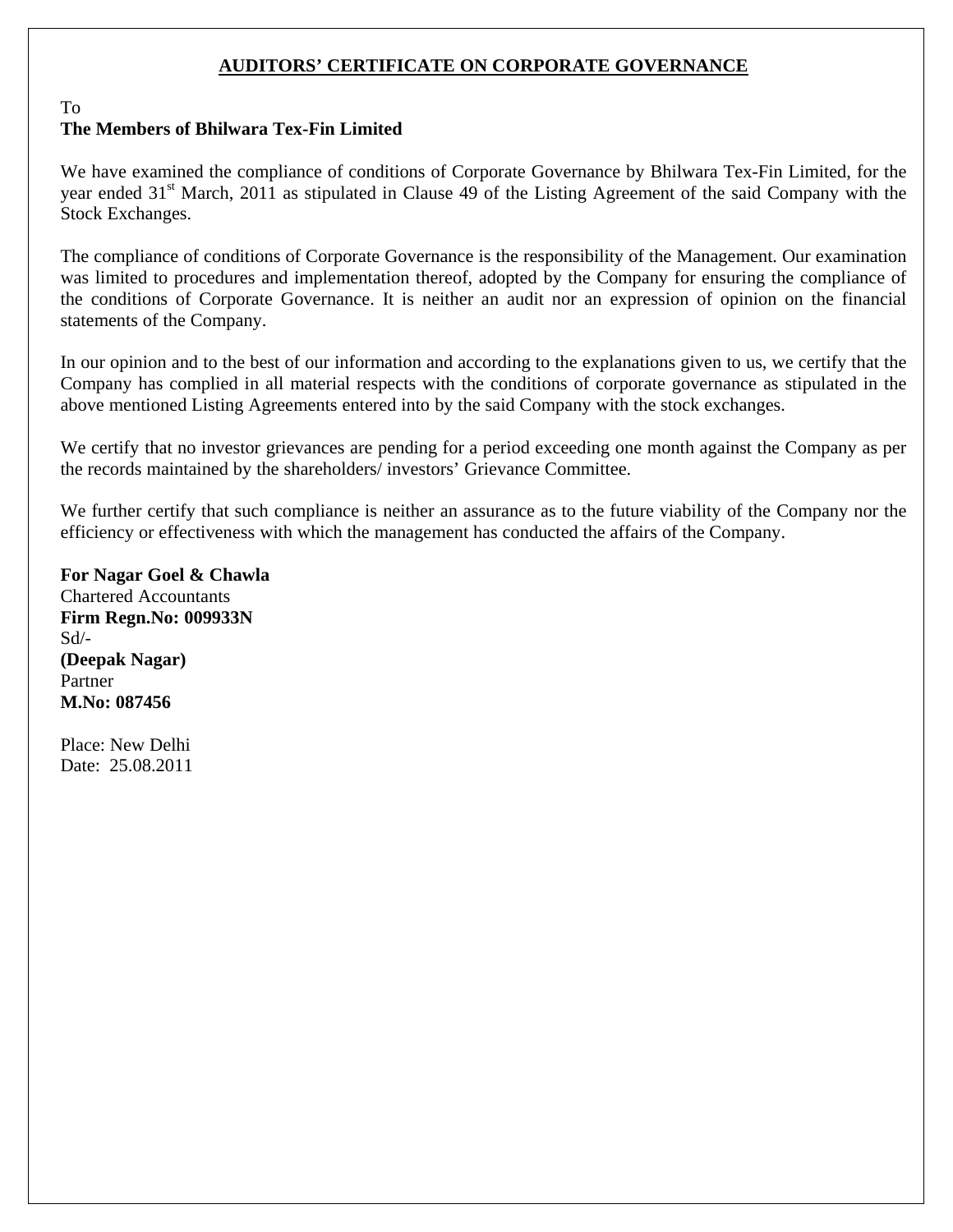## AUDITORS' CERTIFICATE ON CORPORATE GOVERNANCE

To
**The Members of Bhilwara Tex-Fin Limited**

We have examined the compliance of conditions of Corporate Governance by Bhilwara Tex-Fin Limited, for the year ended 31st March, 2011 as stipulated in Clause 49 of the Listing Agreement of the said Company with the Stock Exchanges.

The compliance of conditions of Corporate Governance is the responsibility of the Management. Our examination was limited to procedures and implementation thereof, adopted by the Company for ensuring the compliance of the conditions of Corporate Governance. It is neither an audit nor an expression of opinion on the financial statements of the Company.

In our opinion and to the best of our information and according to the explanations given to us, we certify that the Company has complied in all material respects with the conditions of corporate governance as stipulated in the above mentioned Listing Agreements entered into by the said Company with the stock exchanges.

We certify that no investor grievances are pending for a period exceeding one month against the Company as per the records maintained by the shareholders/ investors' Grievance Committee.

We further certify that such compliance is neither an assurance as to the future viability of the Company nor the efficiency or effectiveness with which the management has conducted the affairs of the Company.

**For Nagar Goel & Chawla**
Chartered Accountants
**Firm Regn.No: 009933N**
Sd/-
**(Deepak Nagar)**
Partner
**M.No: 087456**

Place: New Delhi
Date: 25.08.2011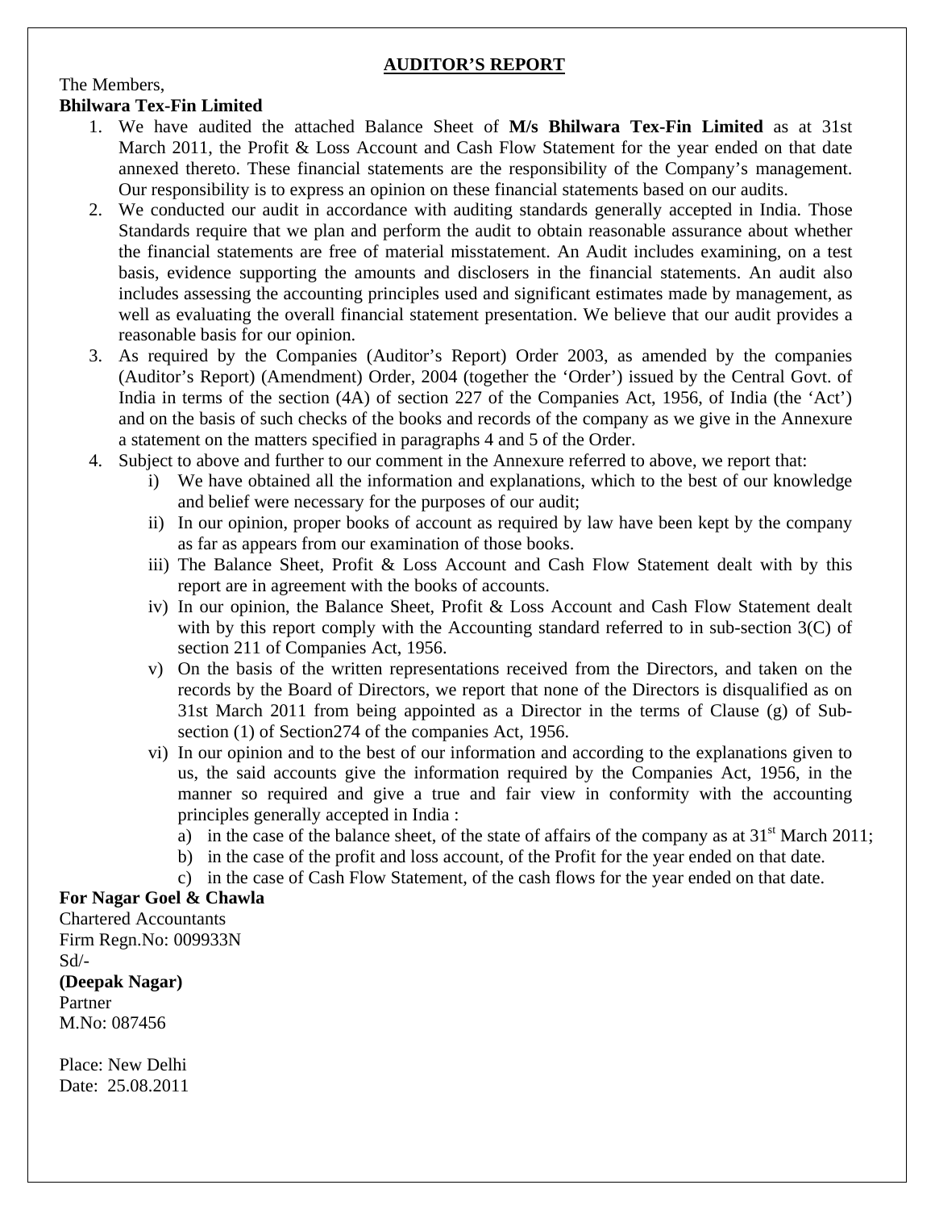## AUDITOR'S REPORT

The Members,
**Bhilwara Tex-Fin Limited**

1. We have audited the attached Balance Sheet of **M/s Bhilwara Tex-Fin Limited** as at 31st March 2011, the Profit & Loss Account and Cash Flow Statement for the year ended on that date annexed thereto. These financial statements are the responsibility of the Company's management. Our responsibility is to express an opinion on these financial statements based on our audits.
2. We conducted our audit in accordance with auditing standards generally accepted in India. Those Standards require that we plan and perform the audit to obtain reasonable assurance about whether the financial statements are free of material misstatement. An Audit includes examining, on a test basis, evidence supporting the amounts and disclosers in the financial statements. An audit also includes assessing the accounting principles used and significant estimates made by management, as well as evaluating the overall financial statement presentation. We believe that our audit provides a reasonable basis for our opinion.
3. As required by the Companies (Auditor's Report) Order 2003, as amended by the companies (Auditor's Report) (Amendment) Order, 2004 (together the 'Order') issued by the Central Govt. of India in terms of the section (4A) of section 227 of the Companies Act, 1956, of India (the 'Act') and on the basis of such checks of the books and records of the company as we give in the Annexure a statement on the matters specified in paragraphs 4 and 5 of the Order.
4. Subject to above and further to our comment in the Annexure referred to above, we report that:
   i) We have obtained all the information and explanations, which to the best of our knowledge and belief were necessary for the purposes of our audit;
   ii) In our opinion, proper books of account as required by law have been kept by the company as far as appears from our examination of those books.
   iii) The Balance Sheet, Profit & Loss Account and Cash Flow Statement dealt with by this report are in agreement with the books of accounts.
   iv) In our opinion, the Balance Sheet, Profit & Loss Account and Cash Flow Statement dealt with by this report comply with the Accounting standard referred to in sub-section 3(C) of section 211 of Companies Act, 1956.
   v) On the basis of the written representations received from the Directors, and taken on the records by the Board of Directors, we report that none of the Directors is disqualified as on 31st March 2011 from being appointed as a Director in the terms of Clause (g) of Sub-section (1) of Section274 of the companies Act, 1956.
   vi) In our opinion and to the best of our information and according to the explanations given to us, the said accounts give the information required by the Companies Act, 1956, in the manner so required and give a true and fair view in conformity with the accounting principles generally accepted in India :
      a) in the case of the balance sheet, of the state of affairs of the company as at 31st March 2011;
      b) in the case of the profit and loss account, of the Profit for the year ended on that date.
      c) in the case of Cash Flow Statement, of the cash flows for the year ended on that date.

**For Nagar Goel & Chawla**
Chartered Accountants
Firm Regn.No: 009933N
Sd/-
**(Deepak Nagar)**
Partner
M.No: 087456

Place: New Delhi
Date: 25.08.2011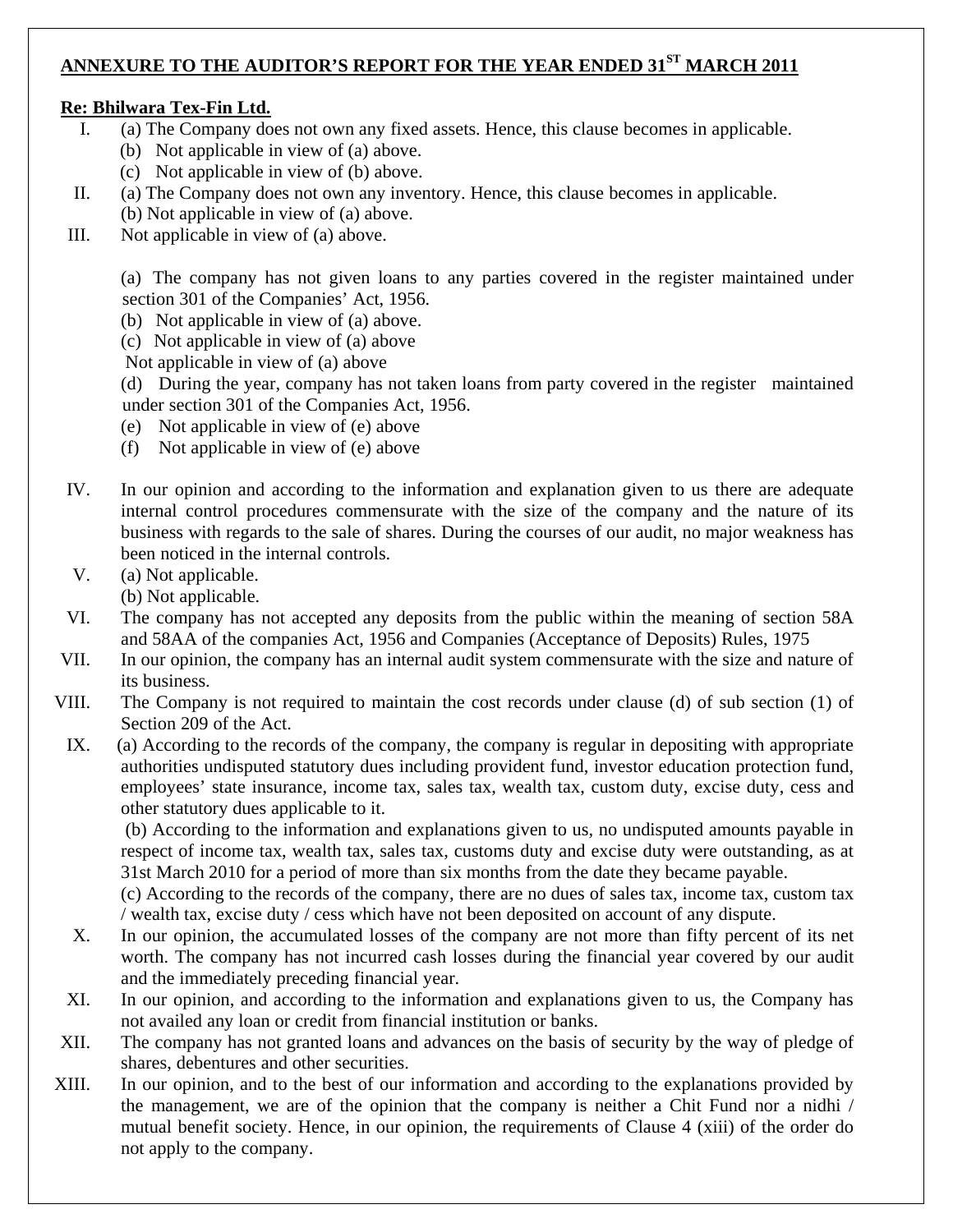## ANNEXURE TO THE AUDITOR'S REPORT FOR THE YEAR ENDED 31[ST] MARCH 2011

**Re: Bhilwara Tex-Fin Ltd.**

I. (a) The Company does not own any fixed assets. Hence, this clause becomes in applicable.
   (b) Not applicable in view of (a) above.
   (c) Not applicable in view of (b) above.

II. (a) The Company does not own any inventory. Hence, this clause becomes in applicable.
   (b) Not applicable in view of (a) above.

III. Not applicable in view of (a) above.

   (a) The company has not given loans to any parties covered in the register maintained under section 301 of the Companies' Act, 1956.
   (b) Not applicable in view of (a) above.
   (c) Not applicable in view of (a) above
   Not applicable in view of (a) above
   (d) During the year, company has not taken loans from party covered in the register maintained under section 301 of the Companies Act, 1956.
   (e) Not applicable in view of (e) above
   (f) Not applicable in view of (e) above

IV. In our opinion and according to the information and explanation given to us there are adequate internal control procedures commensurate with the size of the company and the nature of its business with regards to the sale of shares. During the courses of our audit, no major weakness has been noticed in the internal controls.

V. (a) Not applicable.
   (b) Not applicable.

VI. The company has not accepted any deposits from the public within the meaning of section 58A and 58AA of the companies Act, 1956 and Companies (Acceptance of Deposits) Rules, 1975

VII. In our opinion, the company has an internal audit system commensurate with the size and nature of its business.

VIII. The Company is not required to maintain the cost records under clause (d) of sub section (1) of Section 209 of the Act.

IX. (a) According to the records of the company, the company is regular in depositing with appropriate authorities undisputed statutory dues including provident fund, investor education protection fund, employees' state insurance, income tax, sales tax, wealth tax, custom duty, excise duty, cess and other statutory dues applicable to it.
   (b) According to the information and explanations given to us, no undisputed amounts payable in respect of income tax, wealth tax, sales tax, customs duty and excise duty were outstanding, as at 31st March 2010 for a period of more than six months from the date they became payable.
   (c) According to the records of the company, there are no dues of sales tax, income tax, custom tax / wealth tax, excise duty / cess which have not been deposited on account of any dispute.

X. In our opinion, the accumulated losses of the company are not more than fifty percent of its net worth. The company has not incurred cash losses during the financial year covered by our audit and the immediately preceding financial year.

XI. In our opinion, and according to the information and explanations given to us, the Company has not availed any loan or credit from financial institution or banks.

XII. The company has not granted loans and advances on the basis of security by the way of pledge of shares, debentures and other securities.

XIII. In our opinion, and to the best of our information and according to the explanations provided by the management, we are of the opinion that the company is neither a Chit Fund nor a nidhi / mutual benefit society. Hence, in our opinion, the requirements of Clause 4 (xiii) of the order do not apply to the company.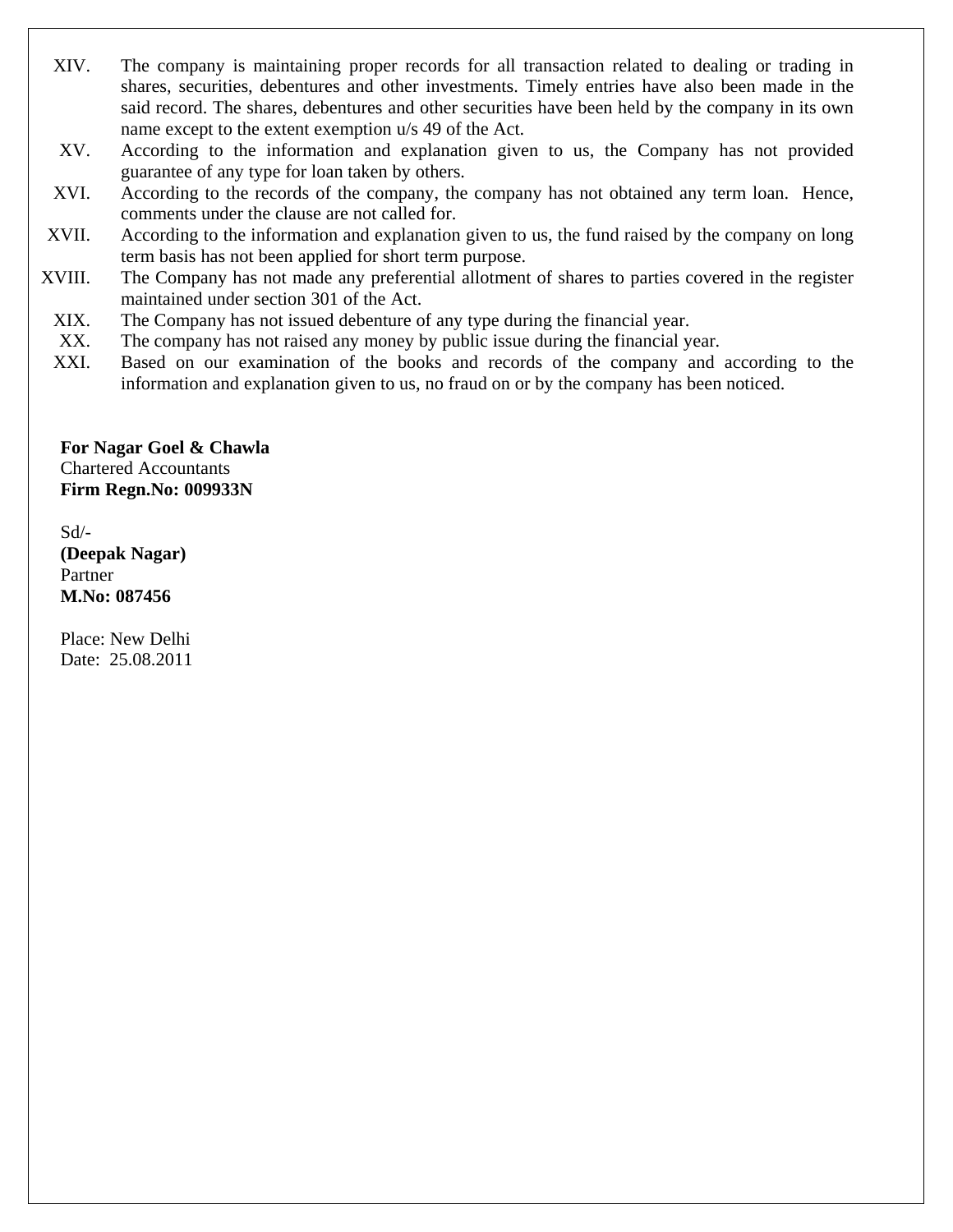XIV. The company is maintaining proper records for all transaction related to dealing or trading in shares, securities, debentures and other investments. Timely entries have also been made in the said record. The shares, debentures and other securities have been held by the company in its own name except to the extent exemption u/s 49 of the Act.

XV. According to the information and explanation given to us, the Company has not provided guarantee of any type for loan taken by others.

XVI. According to the records of the company, the company has not obtained any term loan. Hence, comments under the clause are not called for.

XVII. According to the information and explanation given to us, the fund raised by the company on long term basis has not been applied for short term purpose.

XVIII. The Company has not made any preferential allotment of shares to parties covered in the register maintained under section 301 of the Act.

XIX. The Company has not issued debenture of any type during the financial year.

XX. The company has not raised any money by public issue during the financial year.

XXI. Based on our examination of the books and records of the company and according to the information and explanation given to us, no fraud on or by the company has been noticed.

**For Nagar Goel & Chawla**
Chartered Accountants
**Firm Regn.No: 009933N**

Sd/-
**(Deepak Nagar)**
Partner
**M.No: 087456**

Place: New Delhi
Date: 25.08.2011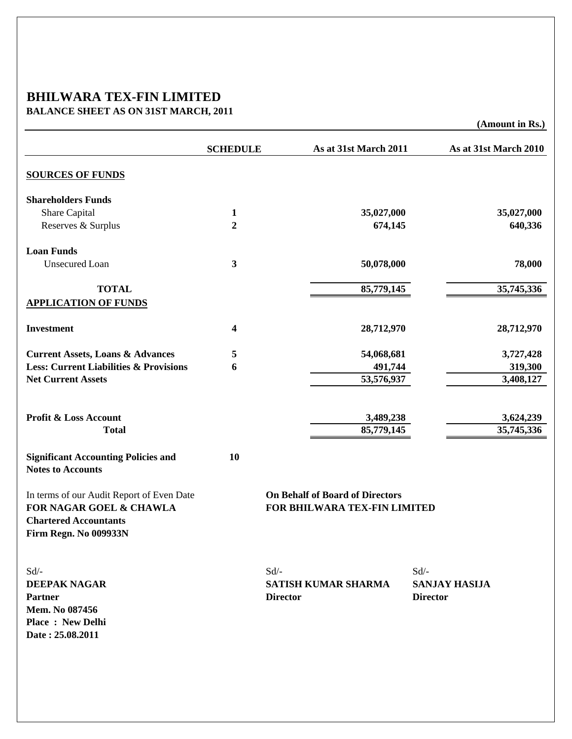# BHILWARA TEX-FIN LIMITED
## BALANCE SHEET AS ON 31ST MARCH, 2011

**(Amount in Rs.)**

| | SCHEDULE | As at 31st March 2011 | As at 31st March 2010 |
|---|---|---|---|
| **SOURCES OF FUNDS** | | | |
| **Shareholders Funds** | | | |
| Share Capital | 1 | 35,027,000 | 35,027,000 |
| Reserves & Surplus | 2 | 674,145 | 640,336 |
| **Loan Funds** | | | |
| Unsecured Loan | 3 | 50,078,000 | 78,000 |
| **TOTAL** | | **85,779,145** | **35,745,336** |
| **APPLICATION OF FUNDS** | | | |
| **Investment** | 4 | 28,712,970 | 28,712,970 |
| **Current Assets, Loans & Advances** | 5 | 54,068,681 | 3,727,428 |
| **Less: Current Liabilities & Provisions** | 6 | 491,744 | 319,300 |
| **Net Current Assets** | | 53,576,937 | 3,408,127 |
| **Profit & Loss Account** | | 3,489,238 | 3,624,239 |
| **Total** | | **85,779,145** | **35,745,336** |
| **Significant Accounting Policies and Notes to Accounts** | 10 | | |

In terms of our Audit Report of Even Date
**FOR NAGAR GOEL & CHAWLA**
**Chartered Accountants**
**Firm Regn. No 009933N**

Sd/-
**DEEPAK NAGAR**
**Partner**
**Mem. No 087456**
**Place : New Delhi**
**Date : 25.08.2011**

**On Behalf of Board of Directors**
**FOR BHILWARA TEX-FIN LIMITED**

Sd/-
**SATISH KUMAR SHARMA**
**Director**

Sd/-
**SANJAY HASIJA**
**Director**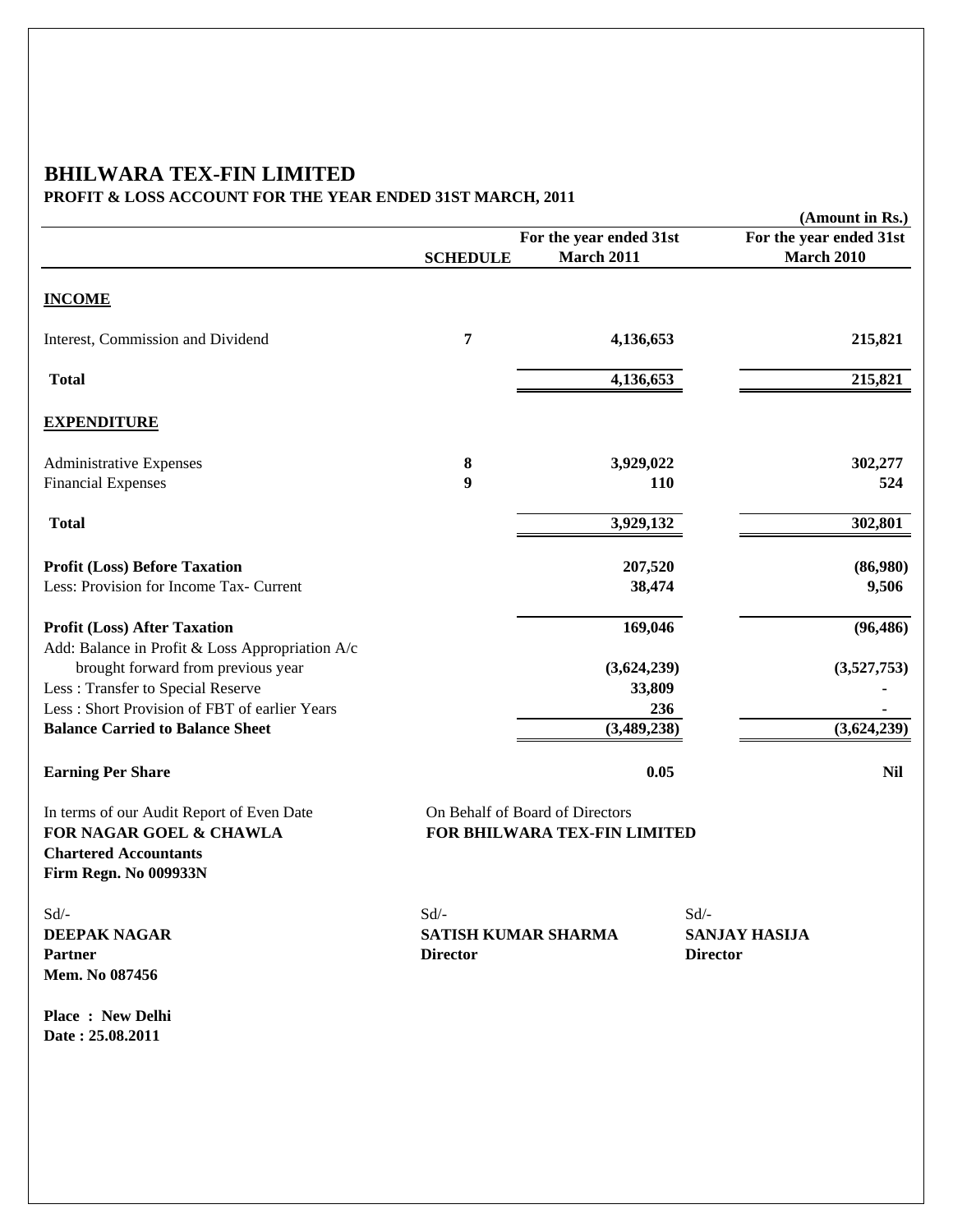# BHILWARA TEX-FIN LIMITED

## PROFIT & LOSS ACCOUNT FOR THE YEAR ENDED 31ST MARCH, 2011

(Amount in Rs.)

| | SCHEDULE | For the year ended 31st March 2011 | For the year ended 31st March 2010 |
|---|---|---|---|
| **INCOME** | | | |
| Interest, Commission and Dividend | **7** | **4,136,653** | **215,821** |
| **Total** | | **4,136,653** | **215,821** |
| **EXPENDITURE** | | | |
| Administrative Expenses | **8** | **3,929,022** | **302,277** |
| Financial Expenses | **9** | **110** | **524** |
| **Total** | | **3,929,132** | **302,801** |
| **Profit (Loss) Before Taxation** | | **207,520** | **(86,980)** |
| Less: Provision for Income Tax- Current | | **38,474** | **9,506** |
| **Profit (Loss) After Taxation** | | **169,046** | **(96,486)** |
| Add: Balance in Profit & Loss Appropriation A/c brought forward from previous year | | **(3,624,239)** | **(3,527,753)** |
| Less : Transfer to Special Reserve | | **33,809** | **-** |
| Less : Short Provision of FBT of earlier Years | | **236** | **-** |
| **Balance Carried to Balance Sheet** | | **(3,489,238)** | **(3,624,239)** |
| **Earning Per Share** | | **0.05** | **Nil** |

In terms of our Audit Report of Even Date
**FOR NAGAR GOEL & CHAWLA**
**Chartered Accountants**
**Firm Regn. No 009933N**

On Behalf of Board of Directors
**FOR BHILWARA TEX-FIN LIMITED**

Sd/-
**DEEPAK NAGAR**
**Partner**
**Mem. No 087456**

Sd/-
**SATISH KUMAR SHARMA**
**Director**

Sd/-
**SANJAY HASIJA**
**Director**

**Place : New Delhi**
**Date : 25.08.2011**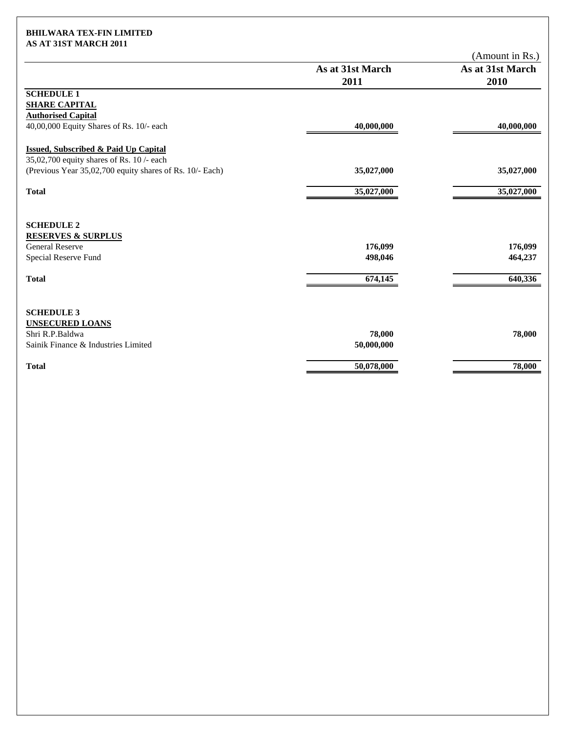**BHILWARA TEX-FIN LIMITED**
**AS AT 31ST MARCH 2011**

(Amount in Rs.)

| | As at 31st March 2011 | As at 31st March 2010 |
|---|---|---|
| **SCHEDULE 1** | | |
| **SHARE CAPITAL** | | |
| **Authorised Capital** | | |
| 40,00,000 Equity Shares of Rs. 10/- each | **40,000,000** | **40,000,000** |
| **Issued, Subscribed & Paid Up Capital** | | |
| 35,02,700 equity shares of Rs. 10 /- each | | |
| (Previous Year 35,02,700 equity shares of Rs. 10/- Each) | **35,027,000** | **35,027,000** |
| **Total** | **35,027,000** | **35,027,000** |
| **SCHEDULE 2** | | |
| **RESERVES & SURPLUS** | | |
| General Reserve | **176,099** | **176,099** |
| Special Reserve Fund | **498,046** | **464,237** |
| **Total** | **674,145** | **640,336** |
| **SCHEDULE 3** | | |
| **UNSECURED LOANS** | | |
| Shri R.P.Baldwa | **78,000** | **78,000** |
| Sainik Finance & Industries Limited | **50,000,000** | |
| **Total** | **50,078,000** | **78,000** |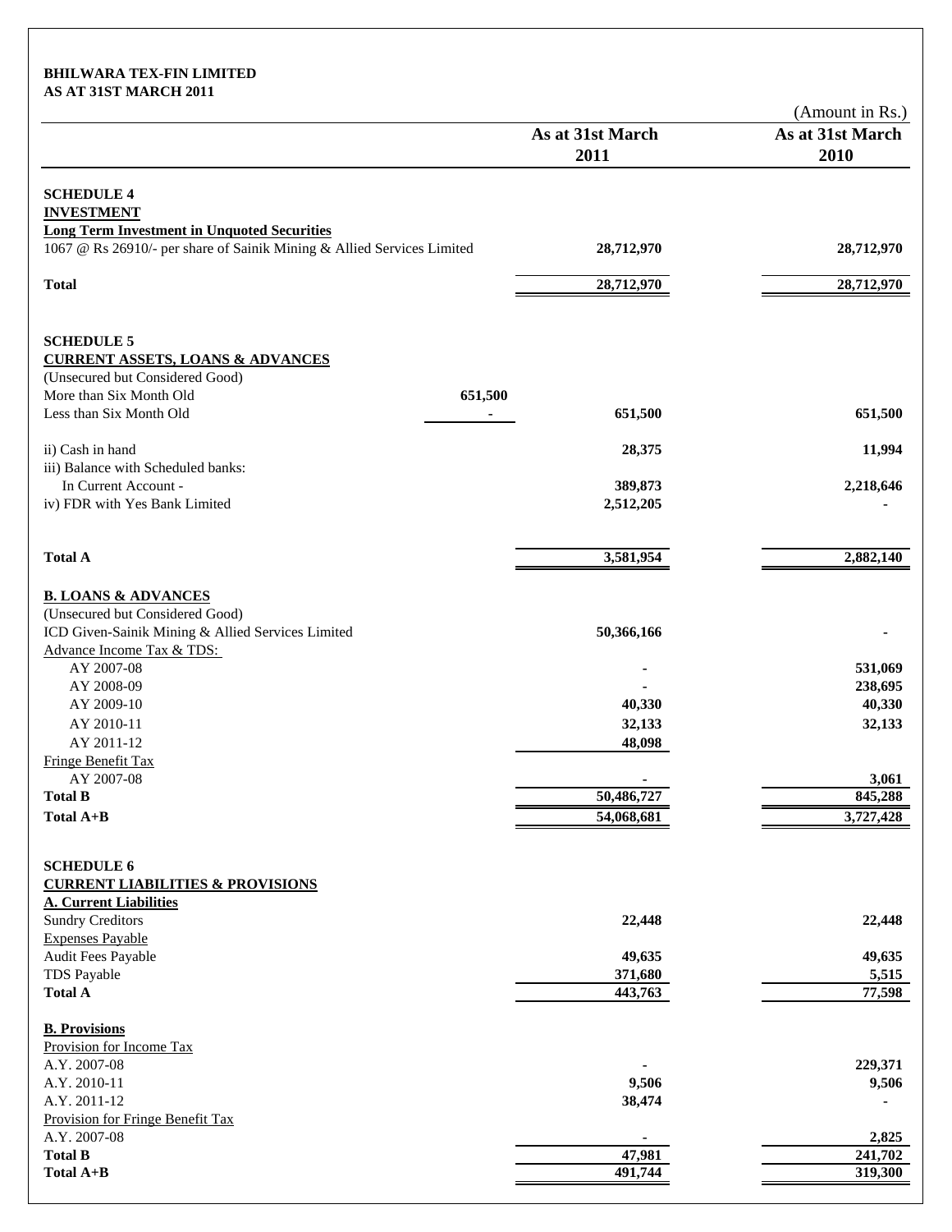**BHILWARA TEX-FIN LIMITED**
**AS AT 31ST MARCH 2011**

(Amount in Rs.)

| | | As at 31st March 2011 | As at 31st March 2010 |
|---|---|---|---|
| **SCHEDULE 4** | | | |
| **INVESTMENT** | | | |
| **Long Term Investment in Unquoted Securities** | | | |
| 1067 @ Rs 26910/- per share of Sainik Mining & Allied Services Limited | | **28,712,970** | **28,712,970** |
| **Total** | | **28,712,970** | **28,712,970** |
| | | | |
| **SCHEDULE 5** | | | |
| **CURRENT ASSETS, LOANS & ADVANCES** | | | |
| (Unsecured but Considered Good) | | | |
| More than Six Month Old | **651,500** | | |
| Less than Six Month Old | **-** | **651,500** | **651,500** |
| ii) Cash in hand | | **28,375** | **11,994** |
| iii) Balance with Scheduled banks: | | | |
| In Current Account - | | **389,873** | **2,218,646** |
| iv) FDR with Yes Bank Limited | | **2,512,205** | **-** |
| **Total A** | | **3,581,954** | **2,882,140** |
| **B. LOANS & ADVANCES** | | | |
| (Unsecured but Considered Good) | | | |
| ICD Given-Sainik Mining & Allied Services Limited | | **50,366,166** | **-** |
| Advance Income Tax & TDS: | | | |
| AY 2007-08 | | **-** | **531,069** |
| AY 2008-09 | | **-** | **238,695** |
| AY 2009-10 | | **40,330** | **40,330** |
| AY 2010-11 | | **32,133** | **32,133** |
| AY 2011-12 | | **48,098** | |
| Fringe Benefit Tax | | | |
| AY 2007-08 | | **-** | **3,061** |
| **Total B** | | **50,486,727** | **845,288** |
| **Total A+B** | | **54,068,681** | **3,727,428** |
| | | | |
| **SCHEDULE 6** | | | |
| **CURRENT LIABILITIES & PROVISIONS** | | | |
| **A. Current Liabilities** | | | |
| Sundry Creditors | | **22,448** | **22,448** |
| Expenses Payable | | | |
| Audit Fees Payable | | **49,635** | **49,635** |
| TDS Payable | | **371,680** | **5,515** |
| **Total A** | | **443,763** | **77,598** |
| **B. Provisions** | | | |
| Provision for Income Tax | | | |
| A.Y. 2007-08 | | **-** | **229,371** |
| A.Y. 2010-11 | | **9,506** | **9,506** |
| A.Y. 2011-12 | | **38,474** | **-** |
| Provision for Fringe Benefit Tax | | | |
| A.Y. 2007-08 | | **-** | **2,825** |
| **Total B** | | **47,981** | **241,702** |
| **Total A+B** | | **491,744** | **319,300** |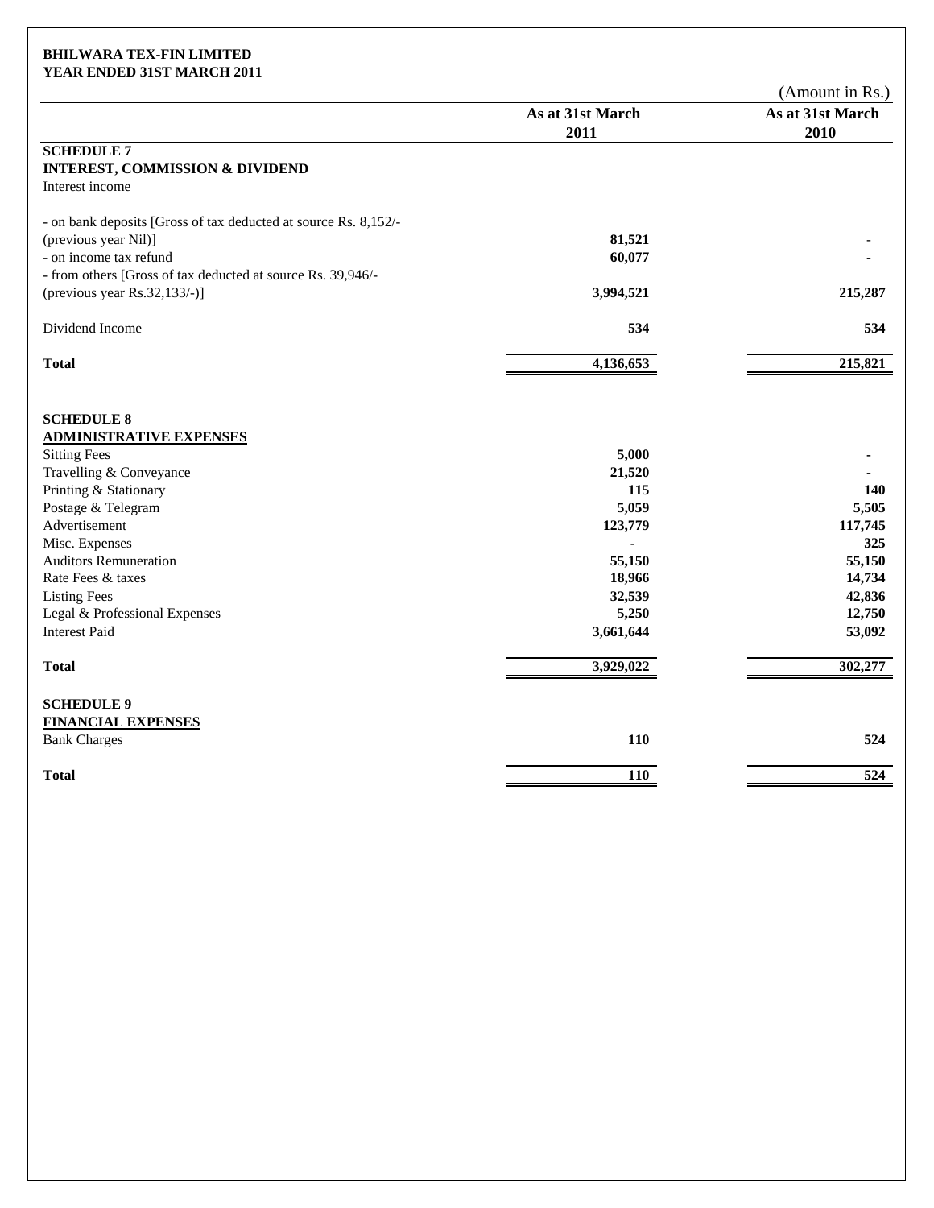**BHILWARA TEX-FIN LIMITED**
**YEAR ENDED 31ST MARCH 2011**

(Amount in Rs.)

| | As at 31st March 2011 | As at 31st March 2010 |
|---|---|---|
| **SCHEDULE 7** | | |
| **INTEREST, COMMISSION & DIVIDEND** | | |
| Interest income | | |
| - on bank deposits [Gross of tax deducted at source Rs. 8,152/- (previous year Nil)] | 81,521 | - |
| - on income tax refund | 60,077 | - |
| - from others [Gross of tax deducted at source Rs. 39,946/- (previous year Rs.32,133/-)] | 3,994,521 | 215,287 |
| Dividend Income | 534 | 534 |
| **Total** | 4,136,653 | 215,821 |
| **SCHEDULE 8** | | |
| **ADMINISTRATIVE EXPENSES** | | |
| Sitting Fees | 5,000 | - |
| Travelling & Conveyance | 21,520 | - |
| Printing & Stationary | 115 | 140 |
| Postage & Telegram | 5,059 | 5,505 |
| Advertisement | 123,779 | 117,745 |
| Misc. Expenses | - | 325 |
| Auditors Remuneration | 55,150 | 55,150 |
| Rate Fees & taxes | 18,966 | 14,734 |
| Listing Fees | 32,539 | 42,836 |
| Legal & Professional Expenses | 5,250 | 12,750 |
| Interest Paid | 3,661,644 | 53,092 |
| **Total** | 3,929,022 | 302,277 |
| **SCHEDULE 9** | | |
| **FINANCIAL EXPENSES** | | |
| Bank Charges | 110 | 524 |
| **Total** | 110 | 524 |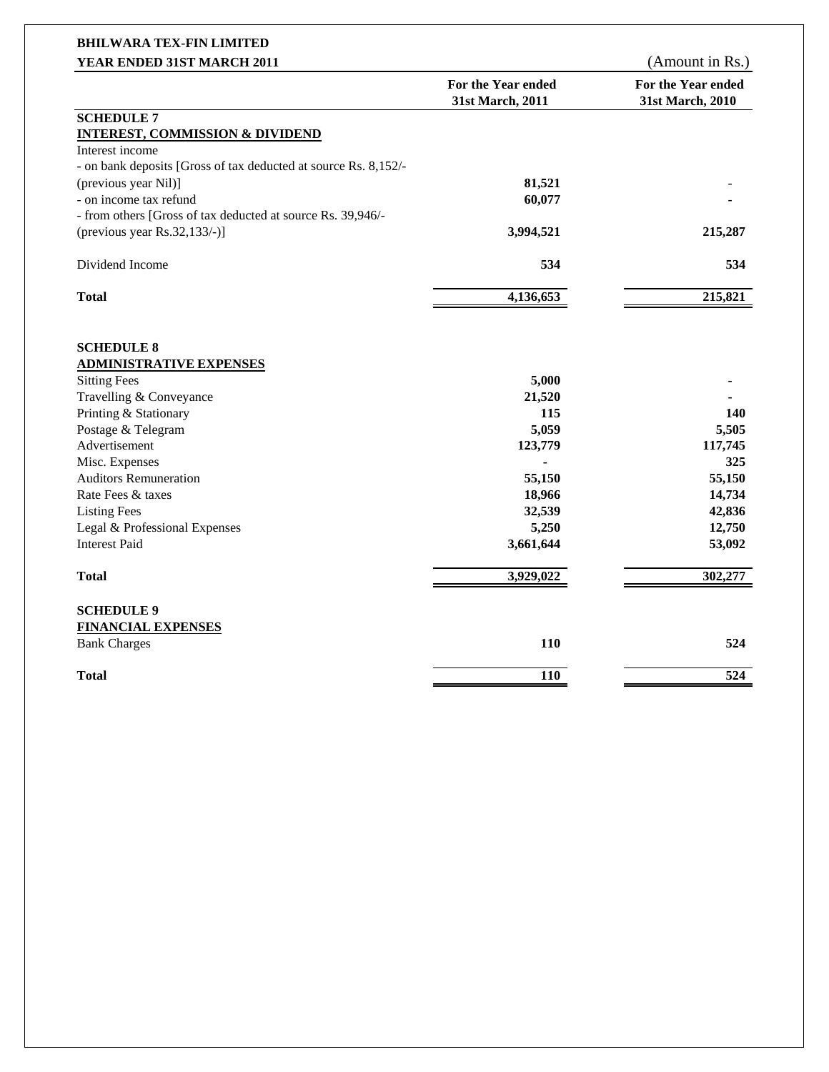**BHILWARA TEX-FIN LIMITED**

**YEAR ENDED 31ST MARCH 2011** (Amount in Rs.)

| | For the Year ended 31st March, 2011 | For the Year ended 31st March, 2010 |
|---|---|---|
| **SCHEDULE 7** | | |
| **INTEREST, COMMISSION & DIVIDEND** | | |
| Interest income | | |
| - on bank deposits [Gross of tax deducted at source Rs. 8,152/- (previous year Nil)] | **81,521** | - |
| - on income tax refund | **60,077** | - |
| - from others [Gross of tax deducted at source Rs. 39,946/- (previous year Rs.32,133/-)] | **3,994,521** | **215,287** |
| Dividend Income | **534** | **534** |
| **Total** | **4,136,653** | **215,821** |

| | For the Year ended 31st March, 2011 | For the Year ended 31st March, 2010 |
|---|---|---|
| **SCHEDULE 8** | | |
| **ADMINISTRATIVE EXPENSES** | | |
| Sitting Fees | **5,000** | - |
| Travelling & Conveyance | **21,520** | - |
| Printing & Stationary | **115** | **140** |
| Postage & Telegram | **5,059** | **5,505** |
| Advertisement | **123,779** | **117,745** |
| Misc. Expenses | - | **325** |
| Auditors Remuneration | **55,150** | **55,150** |
| Rate Fees & taxes | **18,966** | **14,734** |
| Listing Fees | **32,539** | **42,836** |
| Legal & Professional Expenses | **5,250** | **12,750** |
| Interest Paid | **3,661,644** | **53,092** |
| **Total** | **3,929,022** | **302,277** |
| **SCHEDULE 9** | | |
| **FINANCIAL EXPENSES** | | |
| Bank Charges | **110** | **524** |
| **Total** | **110** | **524** |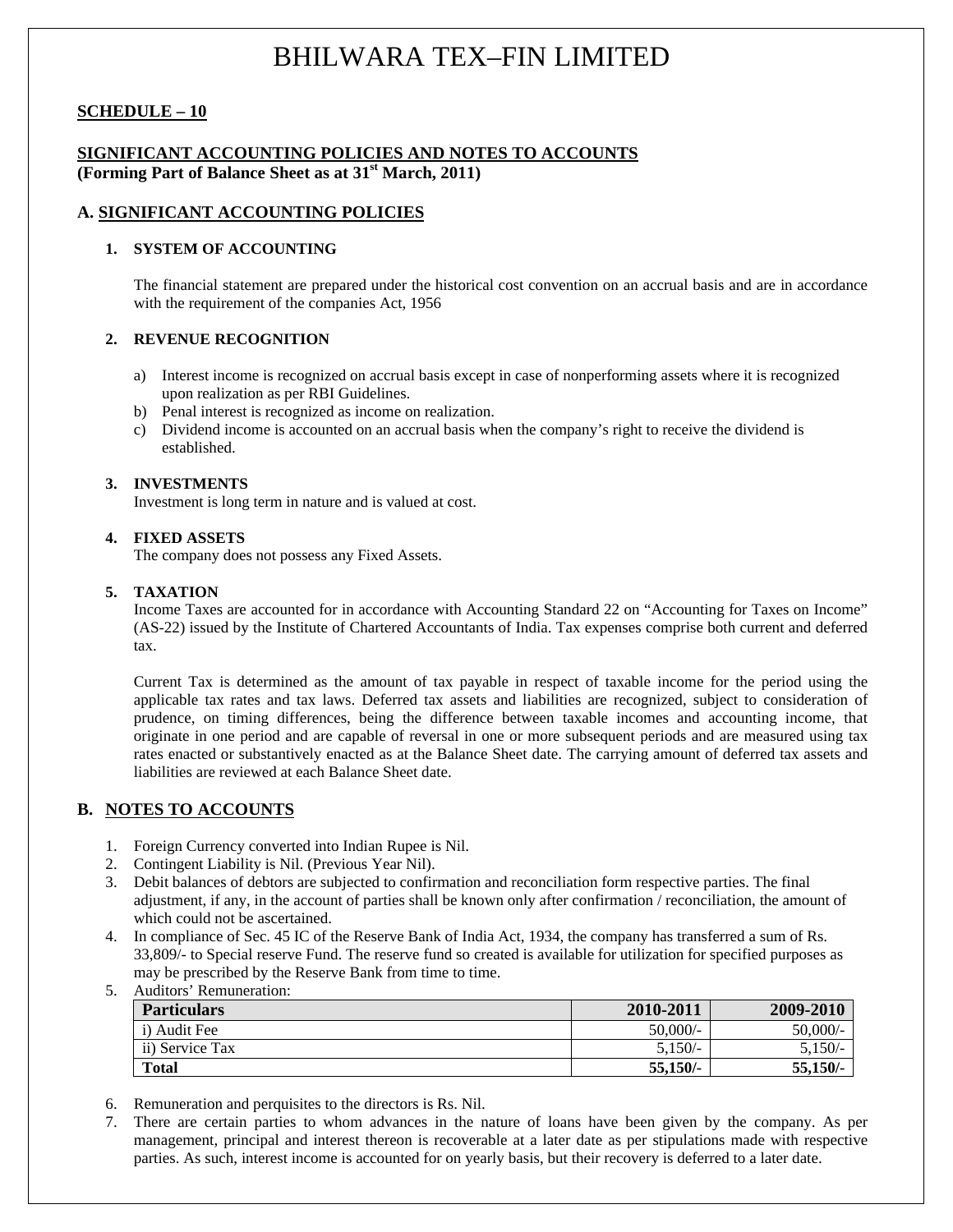# BHILWARA TEX–FIN LIMITED

**SCHEDULE – 10**

**SIGNIFICANT ACCOUNTING POLICIES AND NOTES TO ACCOUNTS**
**(Forming Part of Balance Sheet as at 31st March, 2011)**

## A. SIGNIFICANT ACCOUNTING POLICIES

### 1. SYSTEM OF ACCOUNTING

The financial statement are prepared under the historical cost convention on an accrual basis and are in accordance with the requirement of the companies Act, 1956

### 2. REVENUE RECOGNITION

a) Interest income is recognized on accrual basis except in case of nonperforming assets where it is recognized upon realization as per RBI Guidelines.
b) Penal interest is recognized as income on realization.
c) Dividend income is accounted on an accrual basis when the company's right to receive the dividend is established.

### 3. INVESTMENTS

Investment is long term in nature and is valued at cost.

### 4. FIXED ASSETS

The company does not possess any Fixed Assets.

### 5. TAXATION

Income Taxes are accounted for in accordance with Accounting Standard 22 on "Accounting for Taxes on Income" (AS-22) issued by the Institute of Chartered Accountants of India. Tax expenses comprise both current and deferred tax.

Current Tax is determined as the amount of tax payable in respect of taxable income for the period using the applicable tax rates and tax laws. Deferred tax assets and liabilities are recognized, subject to consideration of prudence, on timing differences, being the difference between taxable incomes and accounting income, that originate in one period and are capable of reversal in one or more subsequent periods and are measured using tax rates enacted or substantively enacted as at the Balance Sheet date. The carrying amount of deferred tax assets and liabilities are reviewed at each Balance Sheet date.

## B. NOTES TO ACCOUNTS

1. Foreign Currency converted into Indian Rupee is Nil.
2. Contingent Liability is Nil. (Previous Year Nil).
3. Debit balances of debtors are subjected to confirmation and reconciliation form respective parties. The final adjustment, if any, in the account of parties shall be known only after confirmation / reconciliation, the amount of which could not be ascertained.
4. In compliance of Sec. 45 IC of the Reserve Bank of India Act, 1934, the company has transferred a sum of Rs. 33,809/- to Special reserve Fund. The reserve fund so created is available for utilization for specified purposes as may be prescribed by the Reserve Bank from time to time.
5. Auditors' Remuneration:

| Particulars | 2010-2011 | 2009-2010 |
|---|---|---|
| i) Audit Fee | 50,000/- | 50,000/- |
| ii) Service Tax | 5,150/- | 5,150/- |
| **Total** | **55,150/-** | **55,150/-** |

6. Remuneration and perquisites to the directors is Rs. Nil.
7. There are certain parties to whom advances in the nature of loans have been given by the company. As per management, principal and interest thereon is recoverable at a later date as per stipulations made with respective parties. As such, interest income is accounted for on yearly basis, but their recovery is deferred to a later date.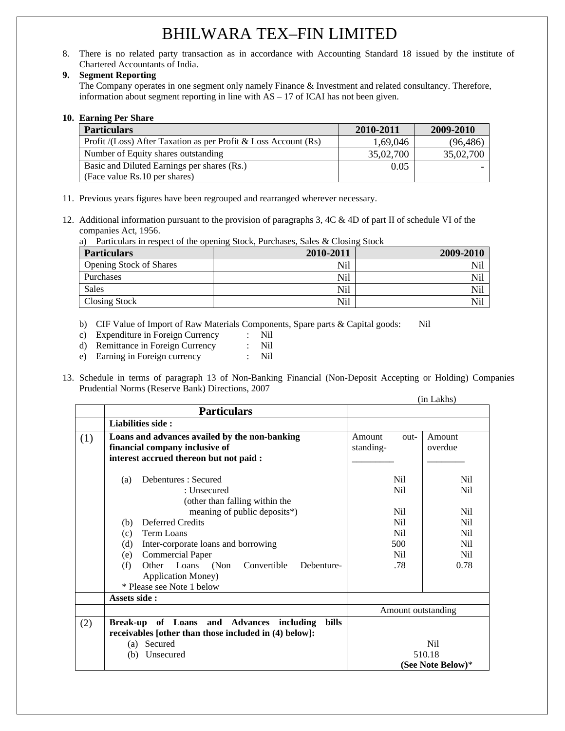# BHILWARA TEX–FIN LIMITED

8. There is no related party transaction as in accordance with Accounting Standard 18 issued by the institute of Chartered Accountants of India.

9. **Segment Reporting**

   The Company operates in one segment only namely Finance & Investment and related consultancy. Therefore, information about segment reporting in line with AS – 17 of ICAI has not been given.

10. **Earning Per Share**

| Particulars | 2010-2011 | 2009-2010 |
|---|---|---|
| Profit /(Loss) After Taxation as per Profit & Loss Account (Rs) | 1,69,046 | (96,486) |
| Number of Equity shares outstanding | 35,02,700 | 35,02,700 |
| Basic and Diluted Earnings per shares (Rs.) (Face value Rs.10 per shares) | 0.05 | - |

11. Previous years figures have been regrouped and rearranged wherever necessary.

12. Additional information pursuant to the provision of paragraphs 3, 4C & 4D of part II of schedule VI of the companies Act, 1956.

    a) Particulars in respect of the opening Stock, Purchases, Sales & Closing Stock

| Particulars | 2010-2011 | 2009-2010 |
|---|---|---|
| Opening Stock of Shares | Nil | Nil |
| Purchases | Nil | Nil |
| Sales | Nil | Nil |
| Closing Stock | Nil | Nil |

    b) CIF Value of Import of Raw Materials Components, Spare parts & Capital goods: Nil
    c) Expenditure in Foreign Currency : Nil
    d) Remittance in Foreign Currency : Nil
    e) Earning in Foreign currency : Nil

13. Schedule in terms of paragraph 13 of Non-Banking Financial (Non-Deposit Accepting or Holding) Companies Prudential Norms (Reserve Bank) Directions, 2007

(in Lakhs)

| | Particulars | | |
|---|---|---|---|
| | **Liabilities side :** | | |
| (1) | **Loans and advances availed by the non-banking financial company inclusive of interest accrued thereon but not paid :** | Amount out-standing- | Amount overdue |
| | (a) Debentures : Secured | Nil | Nil |
| | : Unsecured (other than falling within the meaning of public deposits*) | Nil<br>Nil | Nil<br>Nil |
| | (b) Deferred Credits | Nil | Nil |
| | (c) Term Loans | Nil | Nil |
| | (d) Inter-corporate loans and borrowing | 500 | Nil |
| | (e) Commercial Paper | Nil | Nil |
| | (f) Other Loans (Non Convertible Debenture-Application Money) | .78 | 0.78 |
| | * Please see Note 1 below | | |
| | **Assets side :** | | |
| | | Amount outstanding | |
| (2) | **Break-up of Loans and Advances including bills receivables [other than those included in (4) below]:** | | |
| | (a) Secured | Nil | |
| | (b) Unsecured | 510.18<br>**(See Note Below)*** | |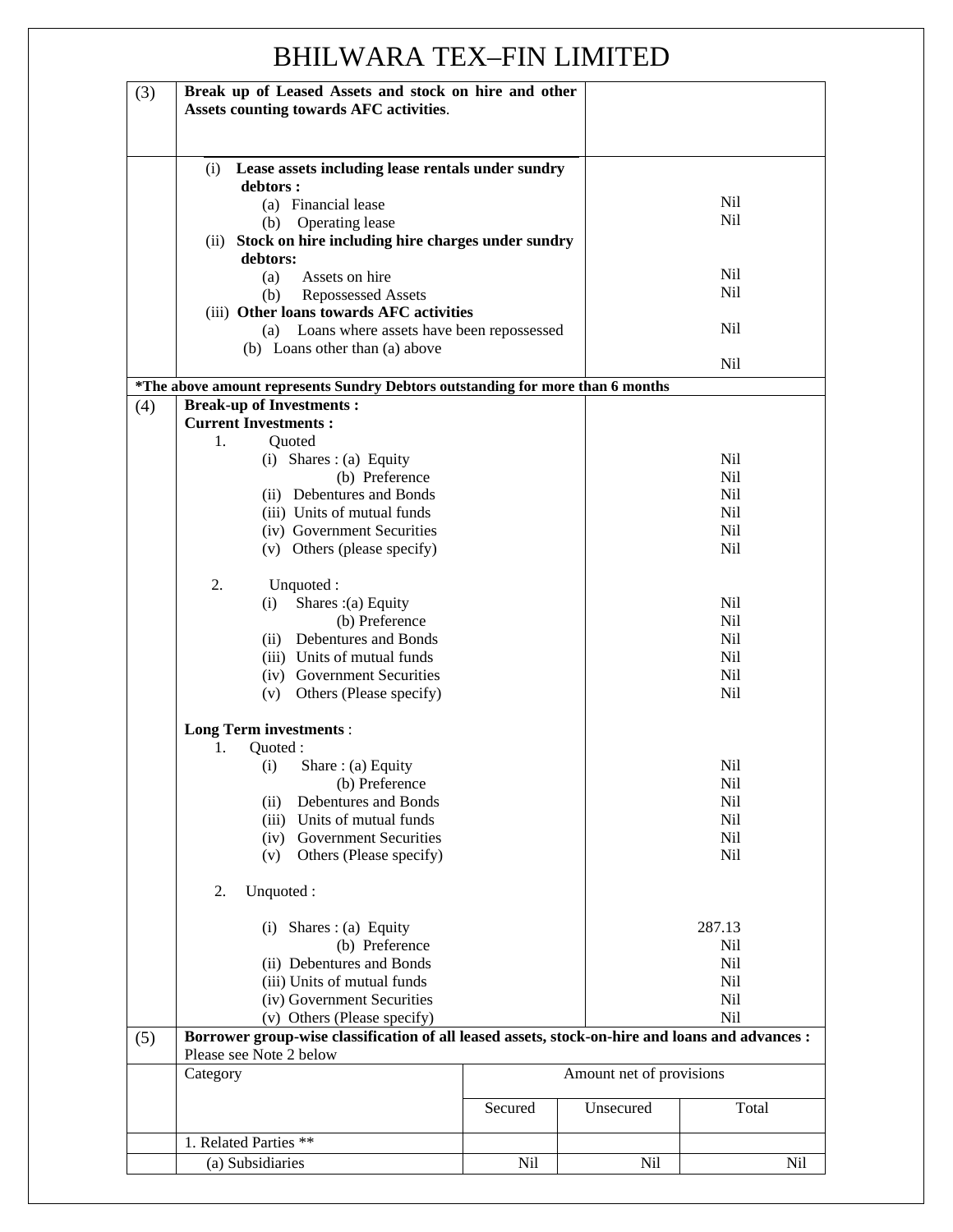# BHILWARA TEX–FIN LIMITED

| | | |
|---|---|---|
| (3) | **Break up of Leased Assets and stock on hire and other Assets counting towards AFC activities**. | |
| | (i) **Lease assets including lease rentals under sundry debtors :** | |
| | (a) Financial lease | Nil |
| | (b) Operating lease | Nil |
| | (ii) **Stock on hire including hire charges under sundry debtors:** | |
| | (a) Assets on hire | Nil |
| | (b) Repossessed Assets | Nil |
| | (iii) **Other loans towards AFC activities** | |
| | (a) Loans where assets have been repossessed | Nil |
| | (b) Loans other than (a) above | Nil |

***The above amount represents Sundry Debtors outstanding for more than 6 months**

| | | |
|---|---|---|
| (4) | **Break-up of Investments :** | |
| | **Current Investments :** | |
| | 1. Quoted | |
| | (i) Shares : (a) Equity | Nil |
| | (b) Preference | Nil |
| | (ii) Debentures and Bonds | Nil |
| | (iii) Units of mutual funds | Nil |
| | (iv) Government Securities | Nil |
| | (v) Others (please specify) | Nil |
| | 2. Unquoted : | |
| | (i) Shares :(a) Equity | Nil |
| | (b) Preference | Nil |
| | (ii) Debentures and Bonds | Nil |
| | (iii) Units of mutual funds | Nil |
| | (iv) Government Securities | Nil |
| | (v) Others (Please specify) | Nil |
| | **Long Term investments** : | |
| | 1. Quoted : | |
| | (i) Share : (a) Equity | Nil |
| | (b) Preference | Nil |
| | (ii) Debentures and Bonds | Nil |
| | (iii) Units of mutual funds | Nil |
| | (iv) Government Securities | Nil |
| | (v) Others (Please specify) | Nil |
| | 2. Unquoted : | |
| | (i) Shares : (a) Equity | 287.13 |
| | (b) Preference | Nil |
| | (ii) Debentures and Bonds | Nil |
| | (iii) Units of mutual funds | Nil |
| | (iv) Government Securities | Nil |
| | (v) Others (Please specify) | Nil |

| | | | | |
|---|---|---|---|---|
| (5) | **Borrower group-wise classification of all leased assets, stock-on-hire and loans and advances :** Please see Note 2 below | | | |
| | Category | Amount net of provisions | | |
| | | Secured | Unsecured | Total |
| | 1. Related Parties ** | | | |
| | (a) Subsidiaries | Nil | Nil | Nil |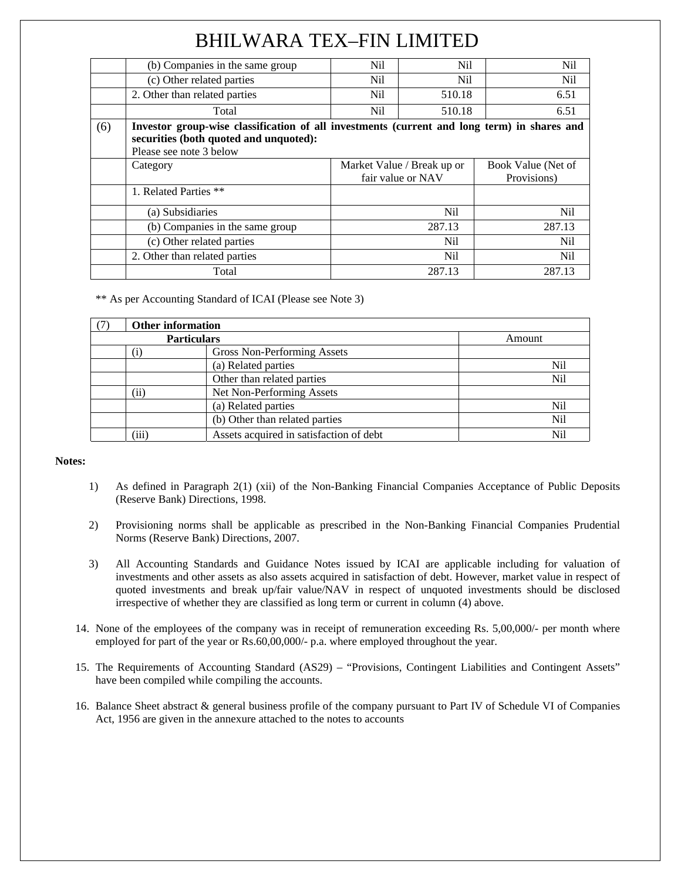# BHILWARA TEX–FIN LIMITED

| | | | | |
|---|---|---|---|---|
| | (b) Companies in the same group | Nil | Nil | Nil |
| | (c) Other related parties | Nil | Nil | Nil |
| | 2. Other than related parties | Nil | 510.18 | 6.51 |
| | Total | Nil | 510.18 | 6.51 |

| | | | |
|---|---|---|---|
| (6) | **Investor group-wise classification of all investments (current and long term) in shares and securities (both quoted and unquoted):** Please see note 3 below | | |
| | Category | Market Value / Break up or fair value or NAV | Book Value (Net of Provisions) |
| | 1. Related Parties ** | | |
| | (a) Subsidiaries | Nil | Nil |
| | (b) Companies in the same group | 287.13 | 287.13 |
| | (c) Other related parties | Nil | Nil |
| | 2. Other than related parties | Nil | Nil |
| | Total | 287.13 | 287.13 |

** As per Accounting Standard of ICAI (Please see Note 3)

| (7) | **Other information** | | |
|---|---|---|---|
| | **Particulars** | | Amount |
| | (i) | Gross Non-Performing Assets | |
| | | (a) Related parties | Nil |
| | | Other than related parties | Nil |
| | (ii) | Net Non-Performing Assets | |
| | | (a) Related parties | Nil |
| | | (b) Other than related parties | Nil |
| | (iii) | Assets acquired in satisfaction of debt | Nil |

**Notes:**

1) As defined in Paragraph 2(1) (xii) of the Non-Banking Financial Companies Acceptance of Public Deposits (Reserve Bank) Directions, 1998.

2) Provisioning norms shall be applicable as prescribed in the Non-Banking Financial Companies Prudential Norms (Reserve Bank) Directions, 2007.

3) All Accounting Standards and Guidance Notes issued by ICAI are applicable including for valuation of investments and other assets as also assets acquired in satisfaction of debt. However, market value in respect of quoted investments and break up/fair value/NAV in respect of unquoted investments should be disclosed irrespective of whether they are classified as long term or current in column (4) above.

14. None of the employees of the company was in receipt of remuneration exceeding Rs. 5,00,000/- per month where employed for part of the year or Rs.60,00,000/- p.a. where employed throughout the year.

15. The Requirements of Accounting Standard (AS29) – "Provisions, Contingent Liabilities and Contingent Assets" have been compiled while compiling the accounts.

16. Balance Sheet abstract & general business profile of the company pursuant to Part IV of Schedule VI of Companies Act, 1956 are given in the annexure attached to the notes to accounts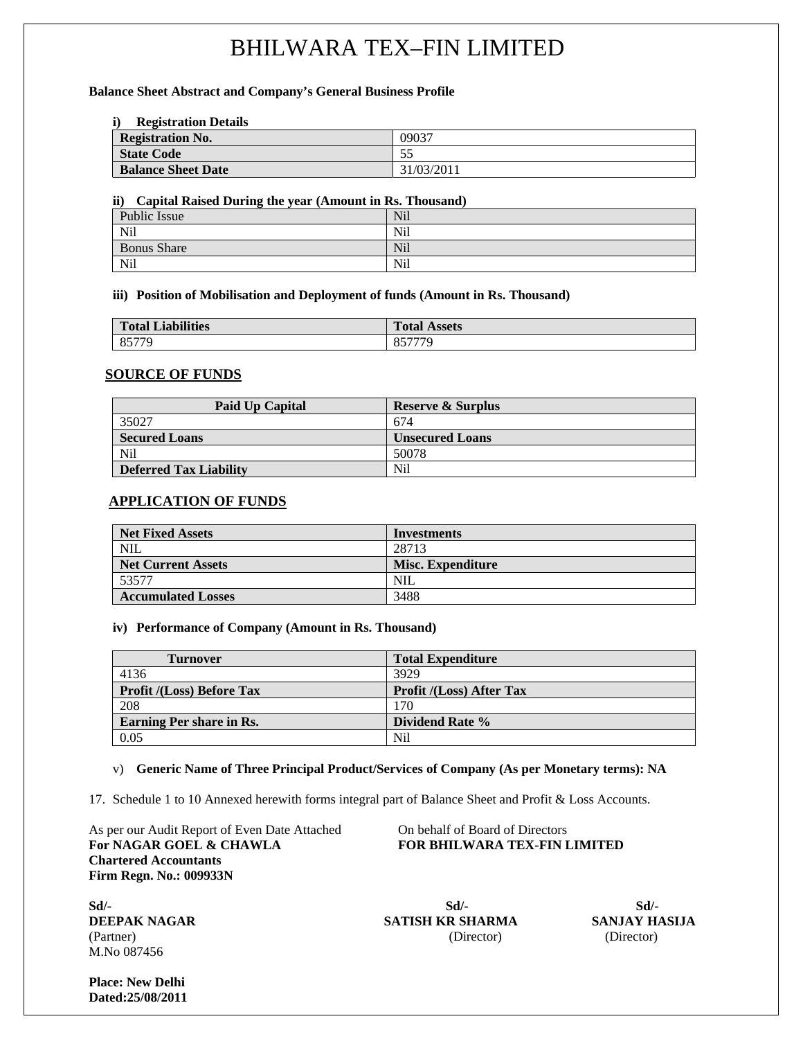# BHILWARA TEX–FIN LIMITED

**Balance Sheet Abstract and Company's General Business Profile**

**i) Registration Details**

| **Registration No.** | 09037 |
|---|---|
| **State Code** | 55 |
| **Balance Sheet Date** | 31/03/2011 |

**ii) Capital Raised During the year (Amount in Rs. Thousand)**

| Public Issue | Nil |
|---|---|
| Nil | Nil |
| Bonus Share | Nil |
| Nil | Nil |

**iii) Position of Mobilisation and Deployment of funds (Amount in Rs. Thousand)**

| **Total Liabilities** | **Total Assets** |
|---|---|
| 85779 | 857779 |

## SOURCE OF FUNDS

| **Paid Up Capital** | **Reserve & Surplus** |
|---|---|
| 35027 | 674 |
| **Secured Loans** | **Unsecured Loans** |
| Nil | 50078 |
| **Deferred Tax Liability** | Nil |

## APPLICATION OF FUNDS

| **Net Fixed Assets** | **Investments** |
|---|---|
| NIL | 28713 |
| **Net Current Assets** | **Misc. Expenditure** |
| 53577 | NIL |
| **Accumulated Losses** | 3488 |

**iv) Performance of Company (Amount in Rs. Thousand)**

| **Turnover** | **Total Expenditure** |
|---|---|
| 4136 | 3929 |
| **Profit /(Loss) Before Tax** | **Profit /(Loss) After Tax** |
| 208 | 170 |
| **Earning Per share in Rs.** | **Dividend Rate %** |
| 0.05 | Nil |

v) **Generic Name of Three Principal Product/Services of Company (As per Monetary terms): NA**

17. Schedule 1 to 10 Annexed herewith forms integral part of Balance Sheet and Profit & Loss Accounts.

As per our Audit Report of Even Date Attached
**For NAGAR GOEL & CHAWLA**
**Chartered Accountants**
**Firm Regn. No.: 009933N**

On behalf of Board of Directors
**FOR BHILWARA TEX-FIN LIMITED**

**Sd/-**
**DEEPAK NAGAR**
(Partner)
M.No 087456

**Sd/-**
**SATISH KR SHARMA**
(Director)

**Sd/-**
**SANJAY HASIJA**
(Director)

**Place: New Delhi**
**Dated:25/08/2011**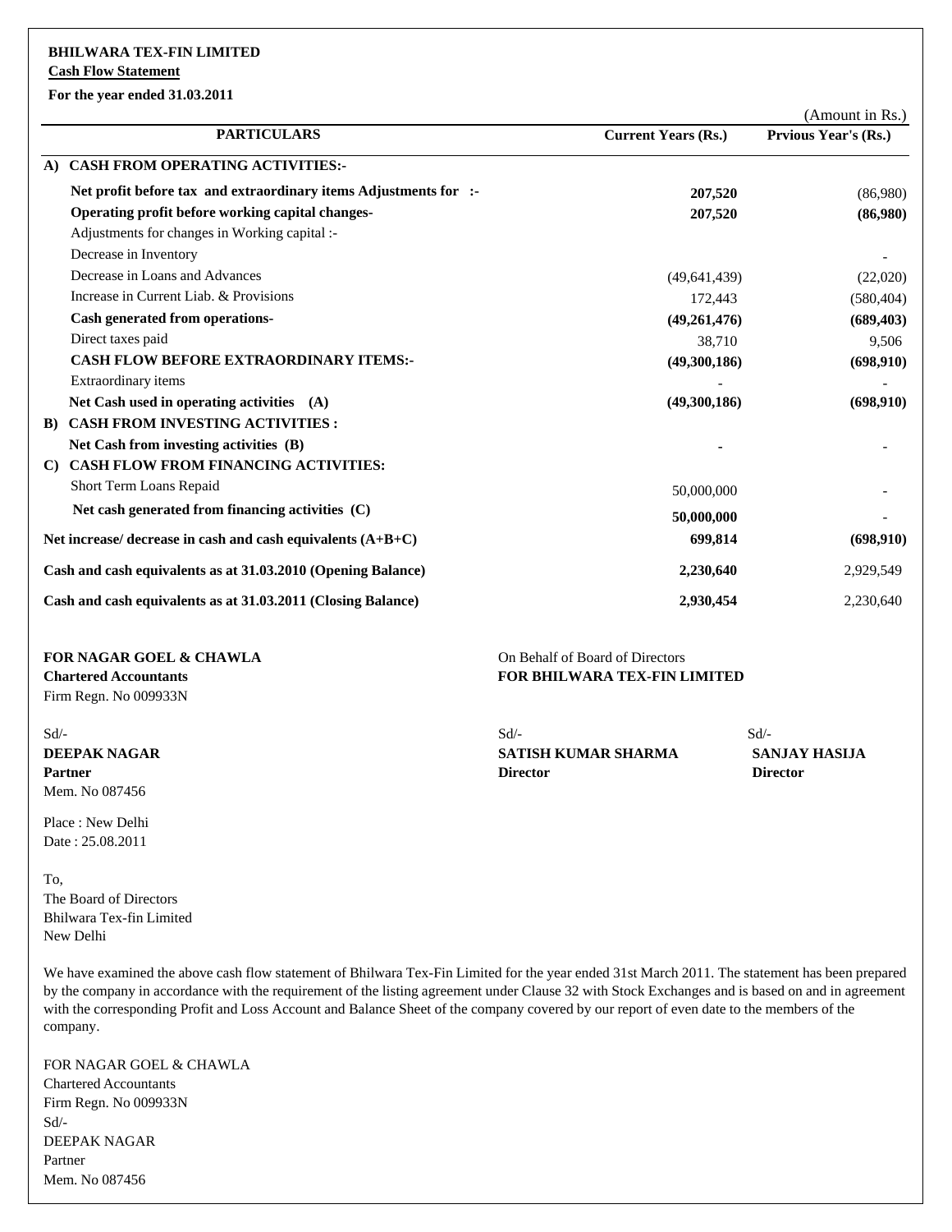**BHILWARA TEX-FIN LIMITED**

**Cash Flow Statement**

**For the year ended 31.03.2011**

(Amount in Rs.)

| PARTICULARS | Current Years (Rs.) | Prvious Year's (Rs.) |
|---|---|---|
| **A) CASH FROM OPERATING ACTIVITIES:-** | | |
| **Net profit before tax and extraordinary items Adjustments for :-** | **207,520** | (86,980) |
| **Operating profit before working capital changes-** | **207,520** | **(86,980)** |
| Adjustments for changes in Working capital :- | | |
| Decrease in Inventory | | - |
| Decrease in Loans and Advances | (49,641,439) | (22,020) |
| Increase in Current Liab. & Provisions | 172,443 | (580,404) |
| **Cash generated from operations-** | **(49,261,476)** | **(689,403)** |
| Direct taxes paid | 38,710 | 9,506 |
| **CASH FLOW BEFORE EXTRAORDINARY ITEMS:-** | **(49,300,186)** | **(698,910)** |
| Extraordinary items | - | - |
| **Net Cash used in operating activities (A)** | **(49,300,186)** | **(698,910)** |
| **B) CASH FROM INVESTING ACTIVITIES :** | | |
| **Net Cash from investing activities (B)** | - | - |
| **C) CASH FLOW FROM FINANCING ACTIVITIES:** | | |
| Short Term Loans Repaid | 50,000,000 | - |
| **Net cash generated from financing activities (C)** | **50,000,000** | - |
| **Net increase/ decrease in cash and cash equivalents (A+B+C)** | **699,814** | **(698,910)** |
| **Cash and cash equivalents as at 31.03.2010 (Opening Balance)** | **2,230,640** | 2,929,549 |
| **Cash and cash equivalents as at 31.03.2011 (Closing Balance)** | **2,930,454** | 2,230,640 |

**FOR NAGAR GOEL & CHAWLA**
**Chartered Accountants**
Firm Regn. No 009933N

Sd/-
**DEEPAK NAGAR**
**Partner**
Mem. No 087456

Place : New Delhi
Date : 25.08.2011

On Behalf of Board of Directors
**FOR BHILWARA TEX-FIN LIMITED**

Sd/-
**SATISH KUMAR SHARMA**
**Director**

Sd/-
**SANJAY HASIJA**
**Director**

To,
The Board of Directors
Bhilwara Tex-fin Limited
New Delhi

We have examined the above cash flow statement of Bhilwara Tex-Fin Limited for the year ended 31st March 2011. The statement has been prepared by the company in accordance with the requirement of the listing agreement under Clause 32 with Stock Exchanges and is based on and in agreement with the corresponding Profit and Loss Account and Balance Sheet of the company covered by our report of even date to the members of the company.

FOR NAGAR GOEL & CHAWLA
Chartered Accountants
Firm Regn. No 009933N
Sd/-
DEEPAK NAGAR
Partner
Mem. No 087456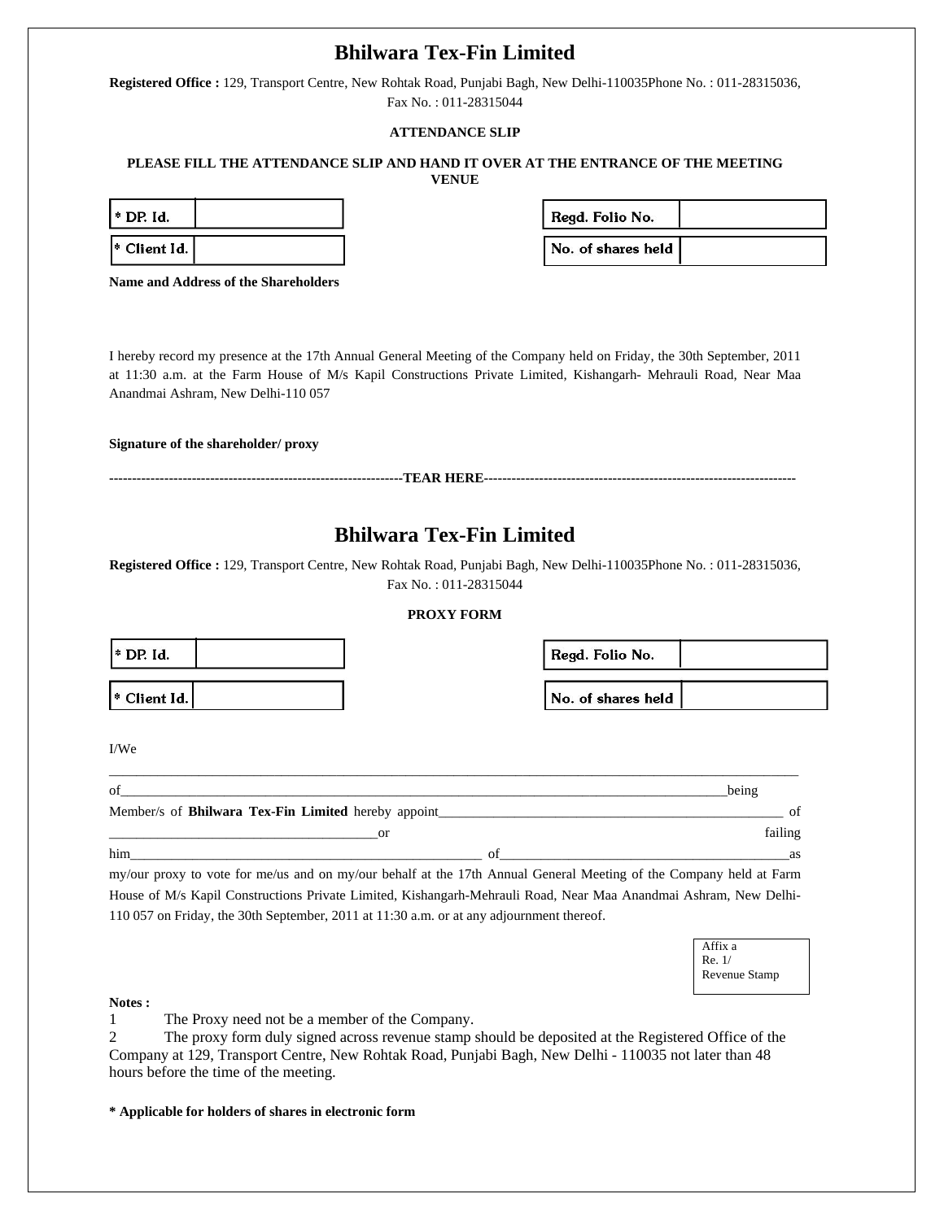# Bhilwara Tex-Fin Limited

**Registered Office :** 129, Transport Centre, New Rohtak Road, Punjabi Bagh, New Delhi-110035Phone No. : 011-28315036, Fax No. : 011-28315044

**ATTENDANCE SLIP**

**PLEASE FILL THE ATTENDANCE SLIP AND HAND IT OVER AT THE ENTRANCE OF THE MEETING VENUE**

| * DP. Id. | | | Regd. Folio No. | |
|---|---|---|---|---|
| * Client Id. | | | No. of shares held | |

**Name and Address of the Shareholders**

I hereby record my presence at the 17th Annual General Meeting of the Company held on Friday, the 30th September, 2011 at 11:30 a.m. at the Farm House of M/s Kapil Constructions Private Limited, Kishangarh- Mehrauli Road, Near Maa Anandmai Ashram, New Delhi-110 057

**Signature of the shareholder/ proxy**

----------------------------------------------------------------**TEAR HERE**--------------------------------------------------------------------

# Bhilwara Tex-Fin Limited

**Registered Office :** 129, Transport Centre, New Rohtak Road, Punjabi Bagh, New Delhi-110035Phone No. : 011-28315036, Fax No. : 011-28315044

**PROXY FORM**

| * DP. Id. | | | Regd. Folio No. | |
|---|---|---|---|---|
| * Client Id. | | | No. of shares held | |

I/We

_____________________________________________________________________________________________

of_______________________________________________________________________________being Member/s of **Bhilwara Tex-Fin Limited** hereby appoint_____________________________________________ of ______________________________________or failing him______________________________________________ of_______________________________________as my/our proxy to vote for me/us and on my/our behalf at the 17th Annual General Meeting of the Company held at Farm House of M/s Kapil Constructions Private Limited, Kishangarh-Mehrauli Road, Near Maa Anandmai Ashram, New Delhi-110 057 on Friday, the 30th September, 2011 at 11:30 a.m. or at any adjournment thereof.

Affix a Re. 1/ Revenue Stamp

**Notes :**

1 The Proxy need not be a member of the Company.

2 The proxy form duly signed across revenue stamp should be deposited at the Registered Office of the Company at 129, Transport Centre, New Rohtak Road, Punjabi Bagh, New Delhi - 110035 not later than 48 hours before the time of the meeting.

**\* Applicable for holders of shares in electronic form**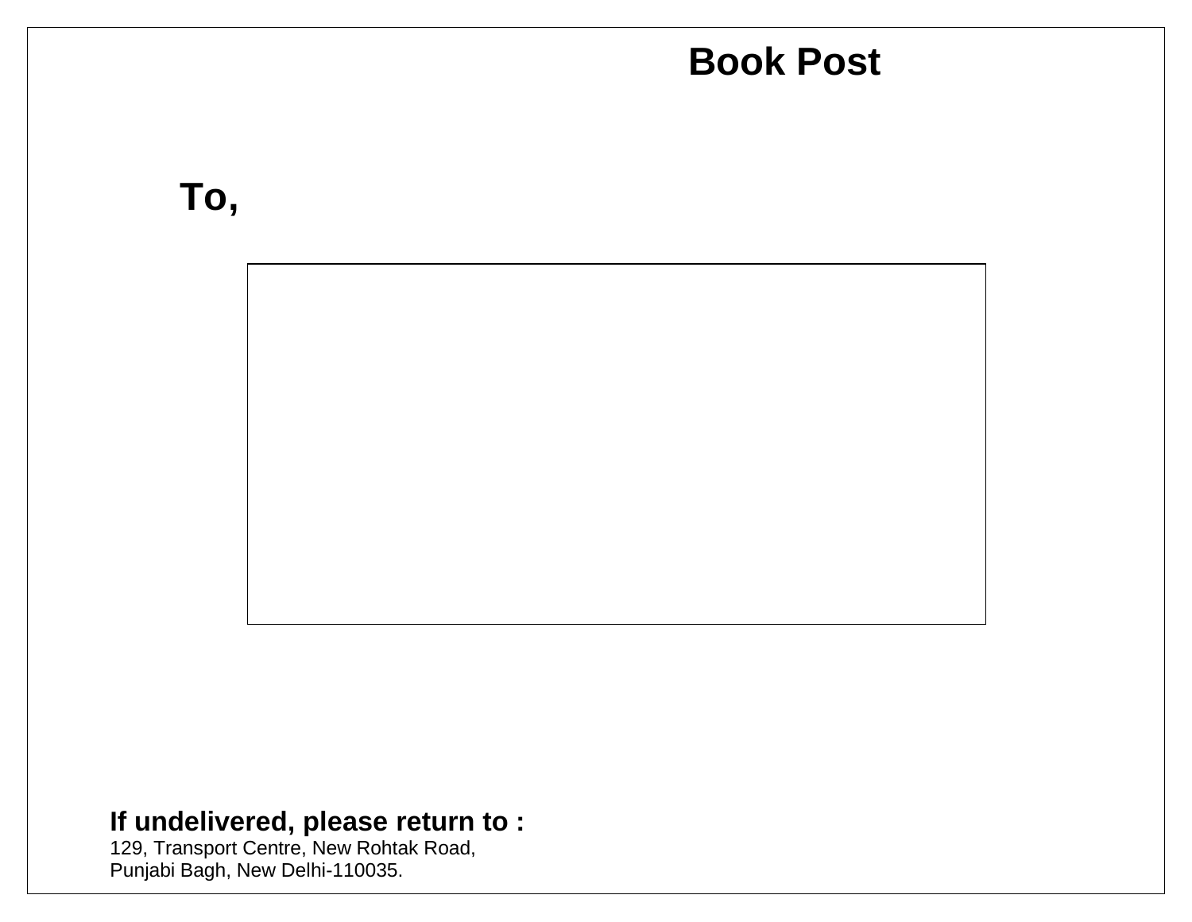**Book Post**

**To,**

**If undelivered, please return to :**
129, Transport Centre, New Rohtak Road,
Punjabi Bagh, New Delhi-110035.